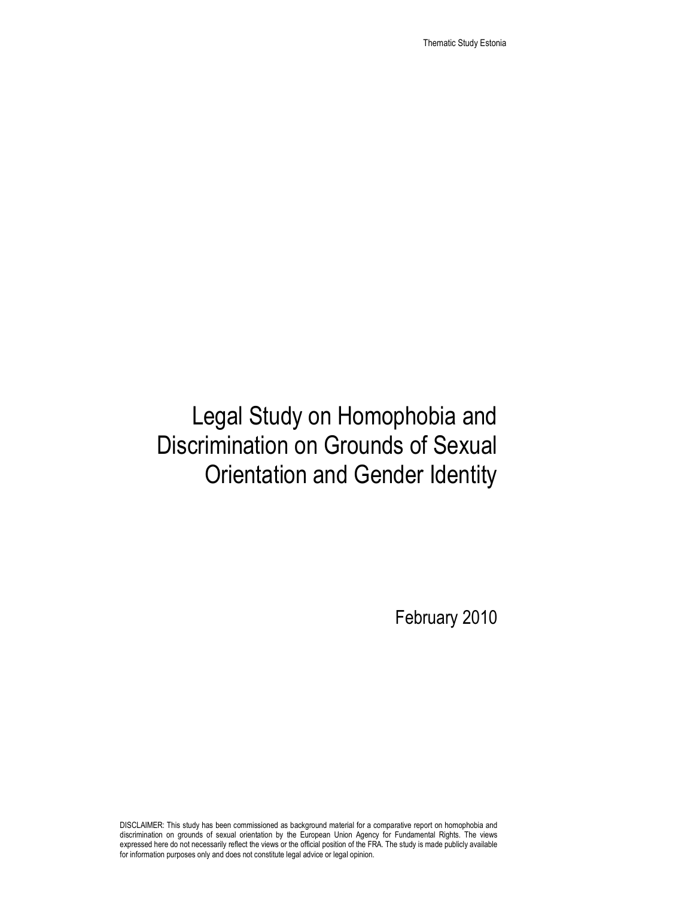Thematic Study Estonia

# Legal Study on Homophobia and Discrimination on Grounds of Sexual Orientation and Gender Identity

February 2010

DISCLAIMER: This study has been commissioned as background material for a comparative report on homophobia and discrimination on grounds of sexual orientation by the European Union Agency for Fundamental Rights. The views expressed here do not necessarily reflect the views or the official position of the FRA. The study is made publicly available for information purposes only and does not constitute legal advice or legal opinion.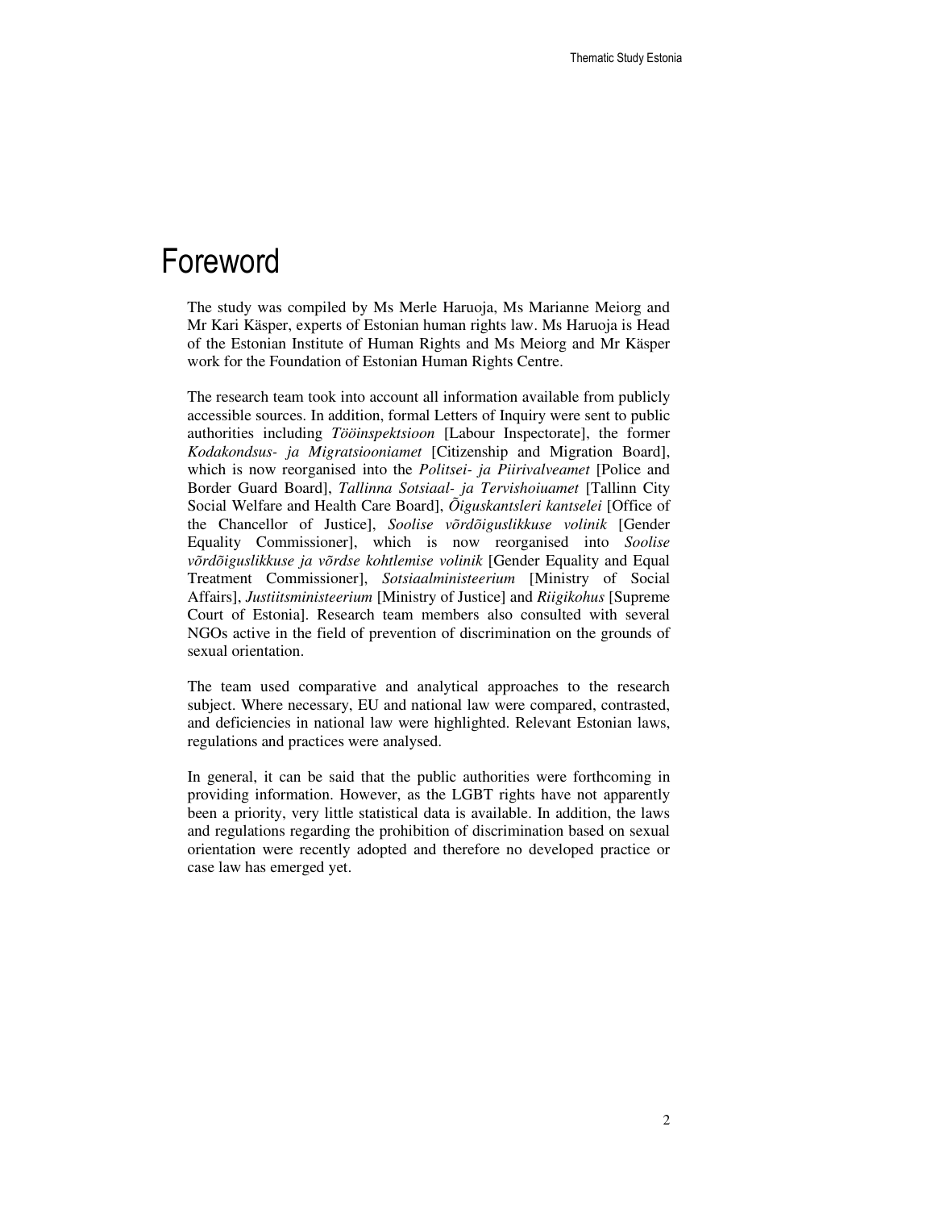# Foreword

The study was compiled by Ms Merle Haruoja, Ms Marianne Meiorg and Mr Kari Käsper, experts of Estonian human rights law. Ms Haruoja is Head of the Estonian Institute of Human Rights and Ms Meiorg and Mr Käsper work for the Foundation of Estonian Human Rights Centre.

The research team took into account all information available from publicly accessible sources. In addition, formal Letters of Inquiry were sent to public authorities including *Tööinspektsioon* [Labour Inspectorate], the former *Kodakondsus- ja Migratsiooniamet* [Citizenship and Migration Board], which is now reorganised into the *Politsei- ja Piirivalveamet* [Police and Border Guard Board], *Tallinna Sotsiaal- ja Tervishoiuamet* [Tallinn City Social Welfare and Health Care Board], *Õiguskantsleri kantselei* [Office of the Chancellor of Justice], *Soolise võrdõiguslikkuse volinik* [Gender Equality Commissioner], which is now reorganised into *Soolise võrdõiguslikkuse ja võrdse kohtlemise volinik* [Gender Equality and Equal Treatment Commissioner], *Sotsiaalministeerium* [Ministry of Social Affairs], *Justiitsministeerium* [Ministry of Justice] and *Riigikohus* [Supreme Court of Estonia]. Research team members also consulted with several NGOs active in the field of prevention of discrimination on the grounds of sexual orientation.

The team used comparative and analytical approaches to the research subject. Where necessary, EU and national law were compared, contrasted, and deficiencies in national law were highlighted. Relevant Estonian laws, regulations and practices were analysed.

In general, it can be said that the public authorities were forthcoming in providing information. However, as the LGBT rights have not apparently been a priority, very little statistical data is available. In addition, the laws and regulations regarding the prohibition of discrimination based on sexual orientation were recently adopted and therefore no developed practice or case law has emerged yet.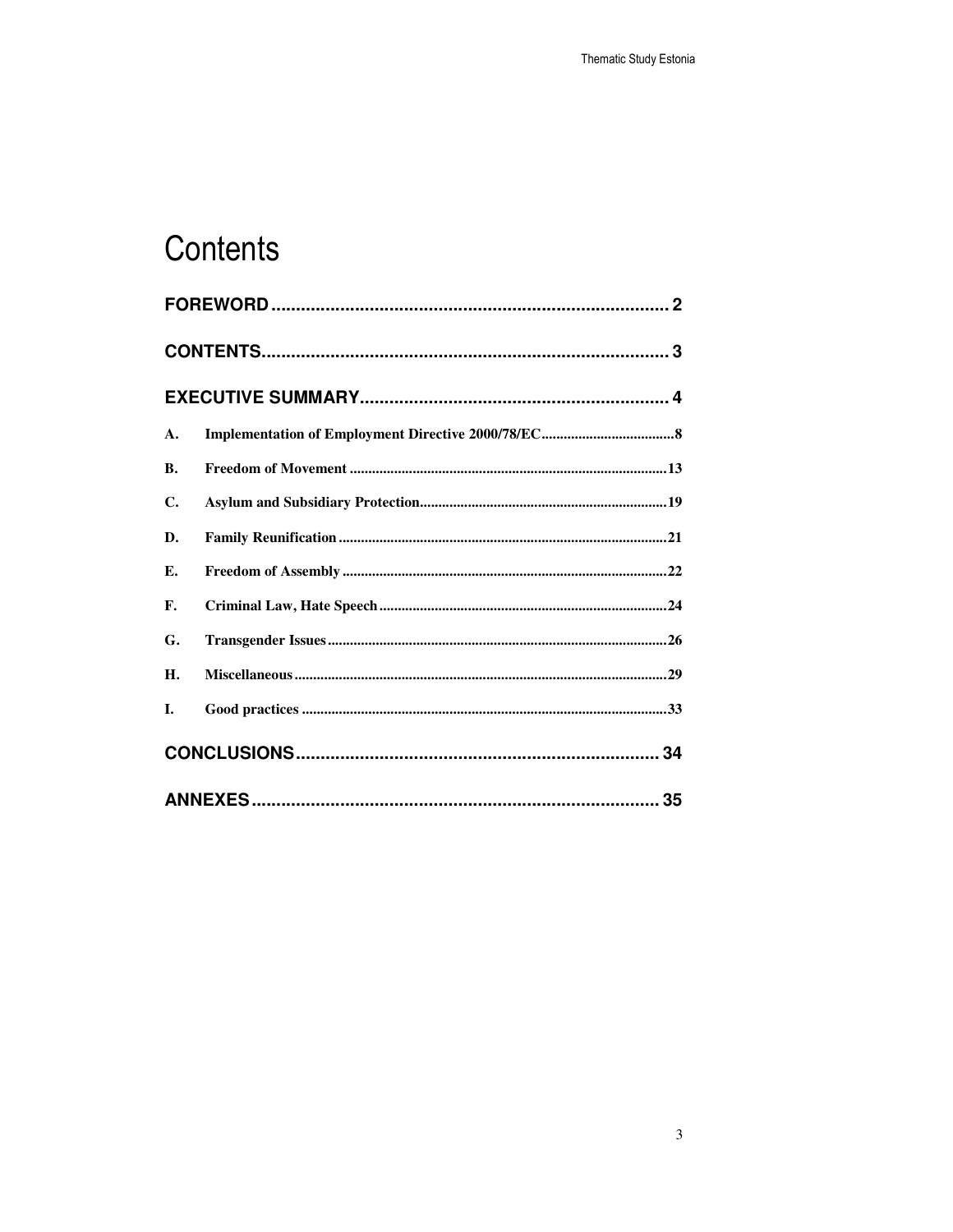# Contents

FOREWORD ................................................................................ 2

CONTENTS................................................................................... 3

EXECUTIVE SUMMARY............................................................... 4

A. Implementation of Employment Directive 2000/78/EC....................................8

B. Freedom of Movement .....................................................................................13

C. Asylum and Subsidiary Protection..................................................................19

D. Family Reunification ........................................................................................21

E. Freedom of Assembly .......................................................................................22

F. Criminal Law, Hate Speech .............................................................................24

G. Transgender Issues...........................................................................................26

H. Miscellaneous....................................................................................................29

I. Good practices ..................................................................................................33

CONCLUSIONS.......................................................................... 34

ANNEXES................................................................................... 35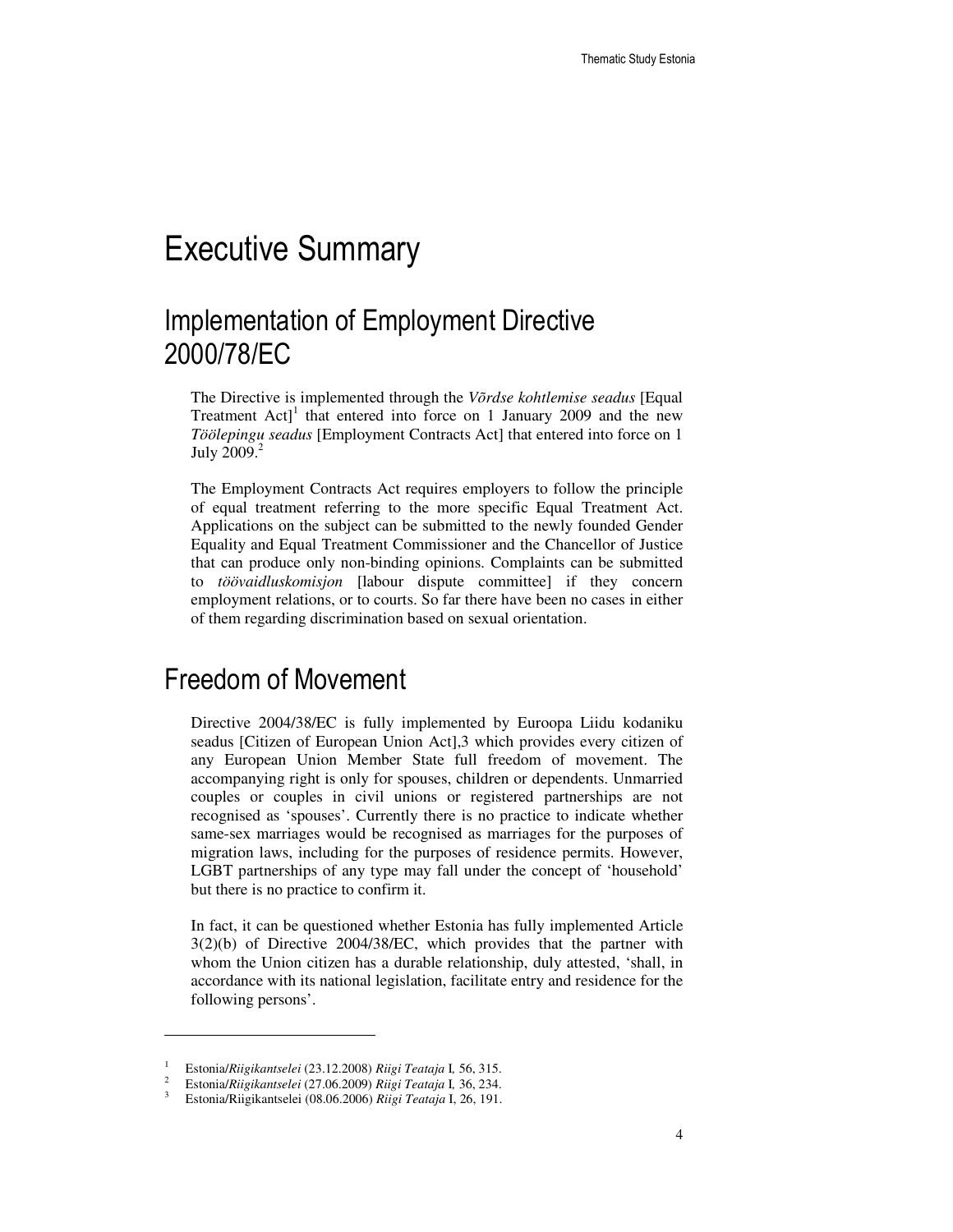# Executive Summary

## Implementation of Employment Directive 2000/78/EC

The Directive is implemented through the *Võrdse kohtlemise seadus* [Equal Treatment Act][1] that entered into force on 1 January 2009 and the new *Töölepingu seadus* [Employment Contracts Act] that entered into force on 1 July 2009.[2]

The Employment Contracts Act requires employers to follow the principle of equal treatment referring to the more specific Equal Treatment Act. Applications on the subject can be submitted to the newly founded Gender Equality and Equal Treatment Commissioner and the Chancellor of Justice that can produce only non-binding opinions. Complaints can be submitted to *töövaidluskomisjon* [labour dispute committee] if they concern employment relations, or to courts. So far there have been no cases in either of them regarding discrimination based on sexual orientation.

## Freedom of Movement

Directive 2004/38/EC is fully implemented by Euroopa Liidu kodaniku seadus [Citizen of European Union Act],3 which provides every citizen of any European Union Member State full freedom of movement. The accompanying right is only for spouses, children or dependents. Unmarried couples or couples in civil unions or registered partnerships are not recognised as 'spouses'. Currently there is no practice to indicate whether same-sex marriages would be recognised as marriages for the purposes of migration laws, including for the purposes of residence permits. However, LGBT partnerships of any type may fall under the concept of 'household' but there is no practice to confirm it.

In fact, it can be questioned whether Estonia has fully implemented Article 3(2)(b) of Directive 2004/38/EC, which provides that the partner with whom the Union citizen has a durable relationship, duly attested, 'shall, in accordance with its national legislation, facilitate entry and residence for the following persons'.

---

[1] Estonia/*Riigikantselei* (23.12.2008) *Riigi Teataja* I, 56, 315.

[2] Estonia/*Riigikantselei* (27.06.2009) *Riigi Teataja* I, 36, 234.

[3] Estonia/Riigikantselei (08.06.2006) *Riigi Teataja* I, 26, 191.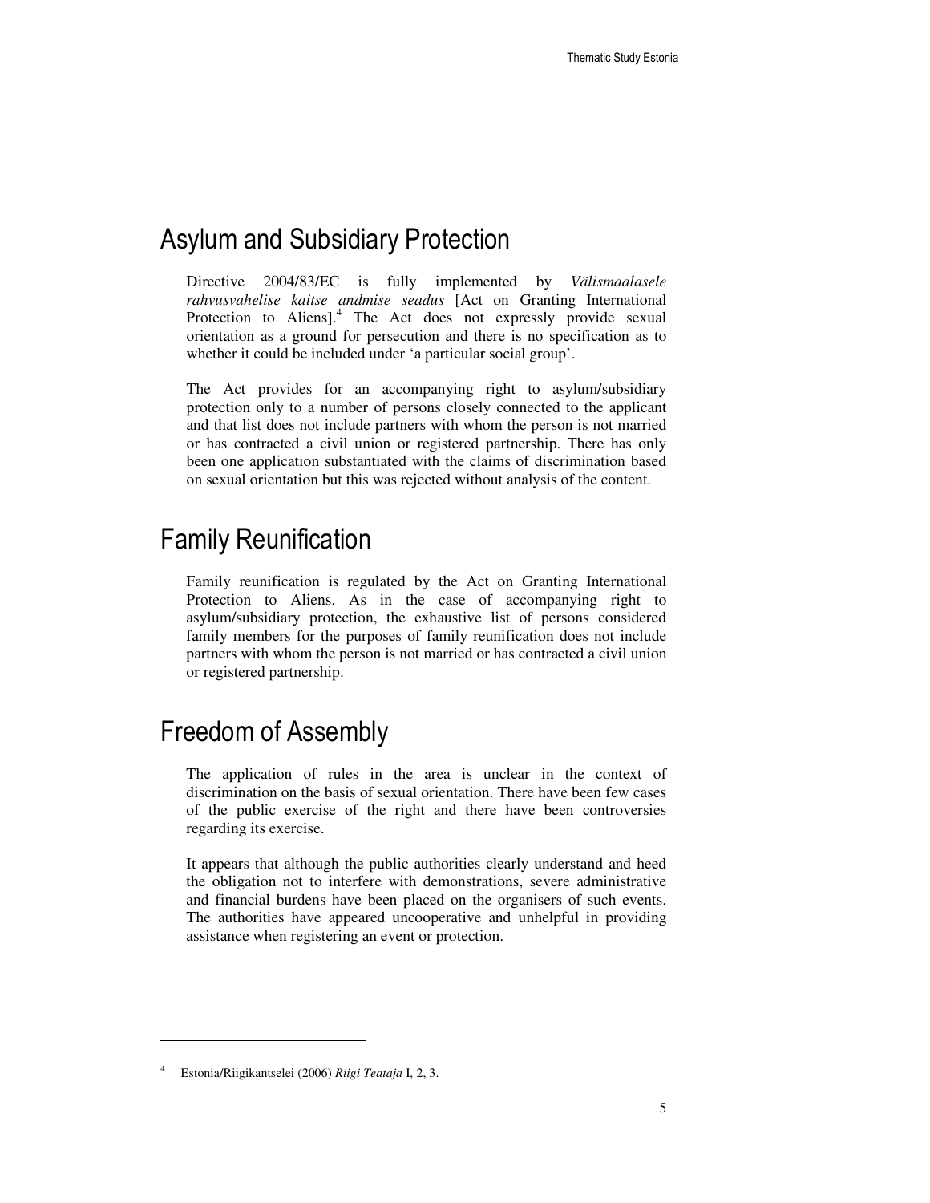# Asylum and Subsidiary Protection

Directive 2004/83/EC is fully implemented by *Välismaalasele rahvusvahelise kaitse andmise seadus* [Act on Granting International Protection to Aliens].[4] The Act does not expressly provide sexual orientation as a ground for persecution and there is no specification as to whether it could be included under 'a particular social group'.

The Act provides for an accompanying right to asylum/subsidiary protection only to a number of persons closely connected to the applicant and that list does not include partners with whom the person is not married or has contracted a civil union or registered partnership. There has only been one application substantiated with the claims of discrimination based on sexual orientation but this was rejected without analysis of the content.

# Family Reunification

Family reunification is regulated by the Act on Granting International Protection to Aliens. As in the case of accompanying right to asylum/subsidiary protection, the exhaustive list of persons considered family members for the purposes of family reunification does not include partners with whom the person is not married or has contracted a civil union or registered partnership.

# Freedom of Assembly

The application of rules in the area is unclear in the context of discrimination on the basis of sexual orientation. There have been few cases of the public exercise of the right and there have been controversies regarding its exercise.

It appears that although the public authorities clearly understand and heed the obligation not to interfere with demonstrations, severe administrative and financial burdens have been placed on the organisers of such events. The authorities have appeared uncooperative and unhelpful in providing assistance when registering an event or protection.

---

[4] Estonia/Riigikantselei (2006) *Riigi Teataja* I, 2, 3.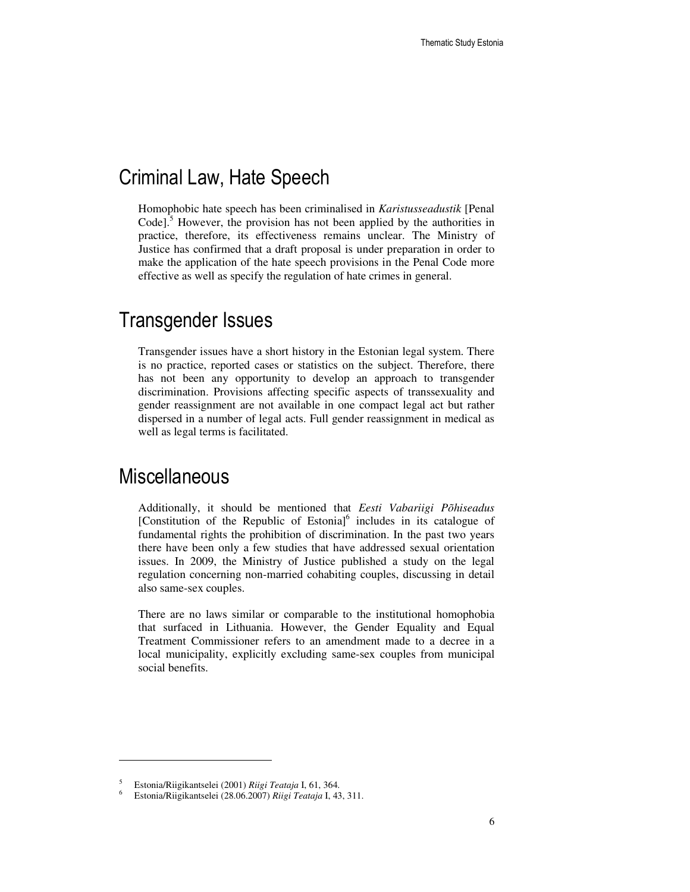# Criminal Law, Hate Speech

Homophobic hate speech has been criminalised in *Karistusseadustik* [Penal Code].[5] However, the provision has not been applied by the authorities in practice, therefore, its effectiveness remains unclear. The Ministry of Justice has confirmed that a draft proposal is under preparation in order to make the application of the hate speech provisions in the Penal Code more effective as well as specify the regulation of hate crimes in general.

# Transgender Issues

Transgender issues have a short history in the Estonian legal system. There is no practice, reported cases or statistics on the subject. Therefore, there has not been any opportunity to develop an approach to transgender discrimination. Provisions affecting specific aspects of transsexuality and gender reassignment are not available in one compact legal act but rather dispersed in a number of legal acts. Full gender reassignment in medical as well as legal terms is facilitated.

# Miscellaneous

Additionally, it should be mentioned that *Eesti Vabariigi Põhiseadus* [Constitution of the Republic of Estonia][6] includes in its catalogue of fundamental rights the prohibition of discrimination. In the past two years there have been only a few studies that have addressed sexual orientation issues. In 2009, the Ministry of Justice published a study on the legal regulation concerning non-married cohabiting couples, discussing in detail also same-sex couples.

There are no laws similar or comparable to the institutional homophobia that surfaced in Lithuania. However, the Gender Equality and Equal Treatment Commissioner refers to an amendment made to a decree in a local municipality, explicitly excluding same-sex couples from municipal social benefits.

---

[5] Estonia/Riigikantselei (2001) *Riigi Teataja* I, 61, 364.

[6] Estonia/Riigikantselei (28.06.2007) *Riigi Teataja* I, 43, 311.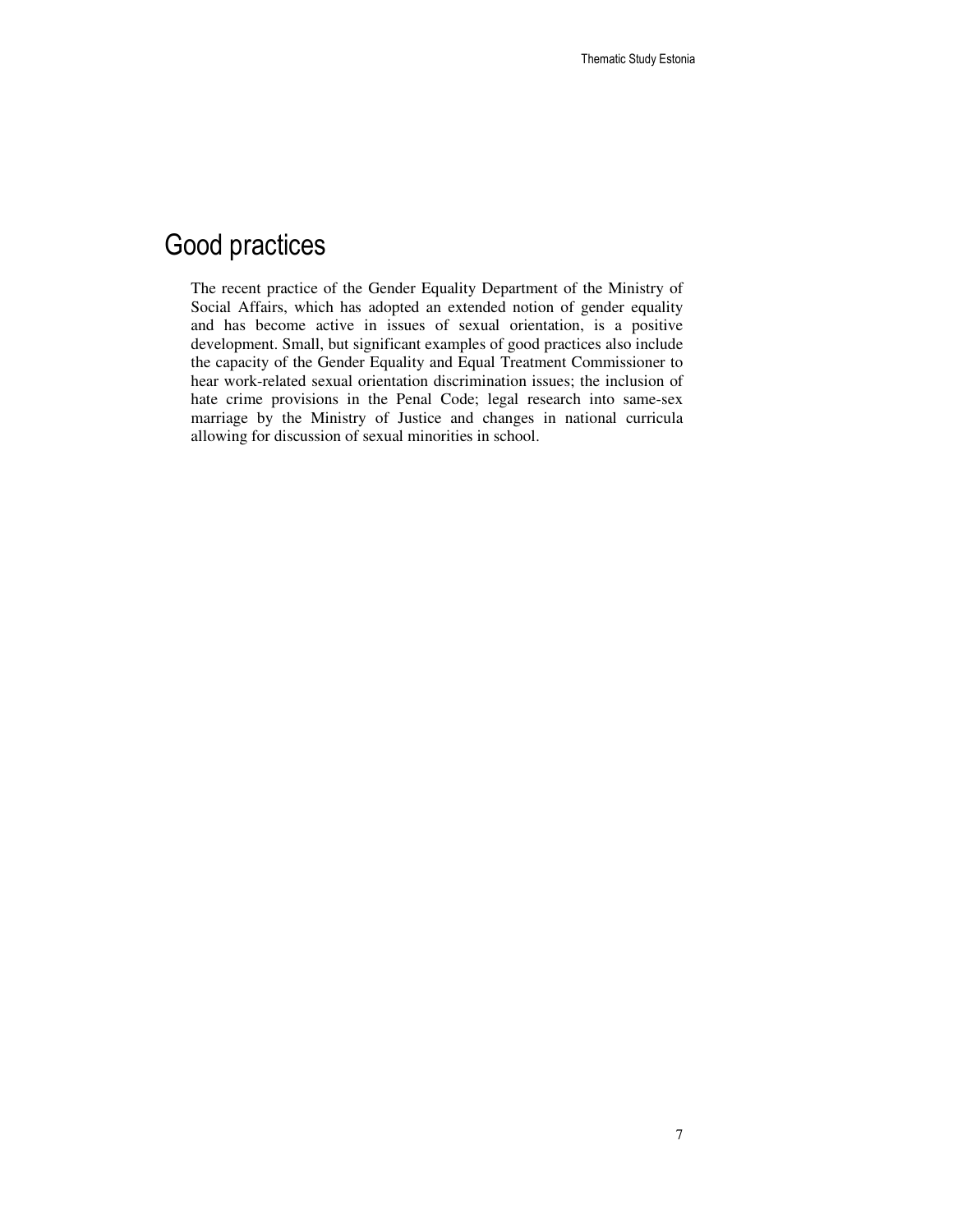# Good practices

The recent practice of the Gender Equality Department of the Ministry of Social Affairs, which has adopted an extended notion of gender equality and has become active in issues of sexual orientation, is a positive development. Small, but significant examples of good practices also include the capacity of the Gender Equality and Equal Treatment Commissioner to hear work-related sexual orientation discrimination issues; the inclusion of hate crime provisions in the Penal Code; legal research into same-sex marriage by the Ministry of Justice and changes in national curricula allowing for discussion of sexual minorities in school.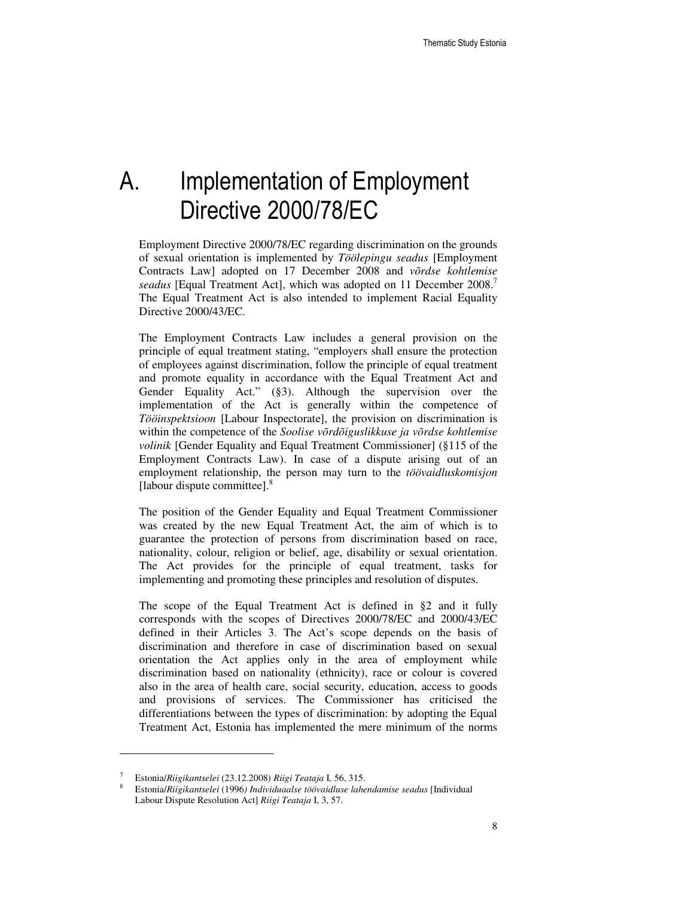# A. Implementation of Employment Directive 2000/78/EC

Employment Directive 2000/78/EC regarding discrimination on the grounds of sexual orientation is implemented by *Töölepingu seadus* [Employment Contracts Law] adopted on 17 December 2008 and *võrdse kohtlemise seadus* [Equal Treatment Act], which was adopted on 11 December 2008.[7] The Equal Treatment Act is also intended to implement Racial Equality Directive 2000/43/EC.

The Employment Contracts Law includes a general provision on the principle of equal treatment stating, "employers shall ensure the protection of employees against discrimination, follow the principle of equal treatment and promote equality in accordance with the Equal Treatment Act and Gender Equality Act." (§3). Although the supervision over the implementation of the Act is generally within the competence of *Tööinspektsioon* [Labour Inspectorate], the provision on discrimination is within the competence of the *Soolise võrdõiguslikkuse ja võrdse kohtlemise volinik* [Gender Equality and Equal Treatment Commissioner] (§115 of the Employment Contracts Law). In case of a dispute arising out of an employment relationship, the person may turn to the *töövaidluskomisjon* [labour dispute committee].[8]

The position of the Gender Equality and Equal Treatment Commissioner was created by the new Equal Treatment Act, the aim of which is to guarantee the protection of persons from discrimination based on race, nationality, colour, religion or belief, age, disability or sexual orientation. The Act provides for the principle of equal treatment, tasks for implementing and promoting these principles and resolution of disputes.

The scope of the Equal Treatment Act is defined in §2 and it fully corresponds with the scopes of Directives 2000/78/EC and 2000/43/EC defined in their Articles 3. The Act's scope depends on the basis of discrimination and therefore in case of discrimination based on sexual orientation the Act applies only in the area of employment while discrimination based on nationality (ethnicity), race or colour is covered also in the area of health care, social security, education, access to goods and provisions of services. The Commissioner has criticised the differentiations between the types of discrimination: by adopting the Equal Treatment Act, Estonia has implemented the mere minimum of the norms

---

[7] Estonia/*Riigikantselei* (23.12.2008) *Riigi Teataja* I, 56, 315.

[8] Estonia/*Riigikantselei* (1996) *Individuaalse töövaidluse lahendamise seadus* [Individual Labour Dispute Resolution Act] *Riigi Teataja* I, 3, 57.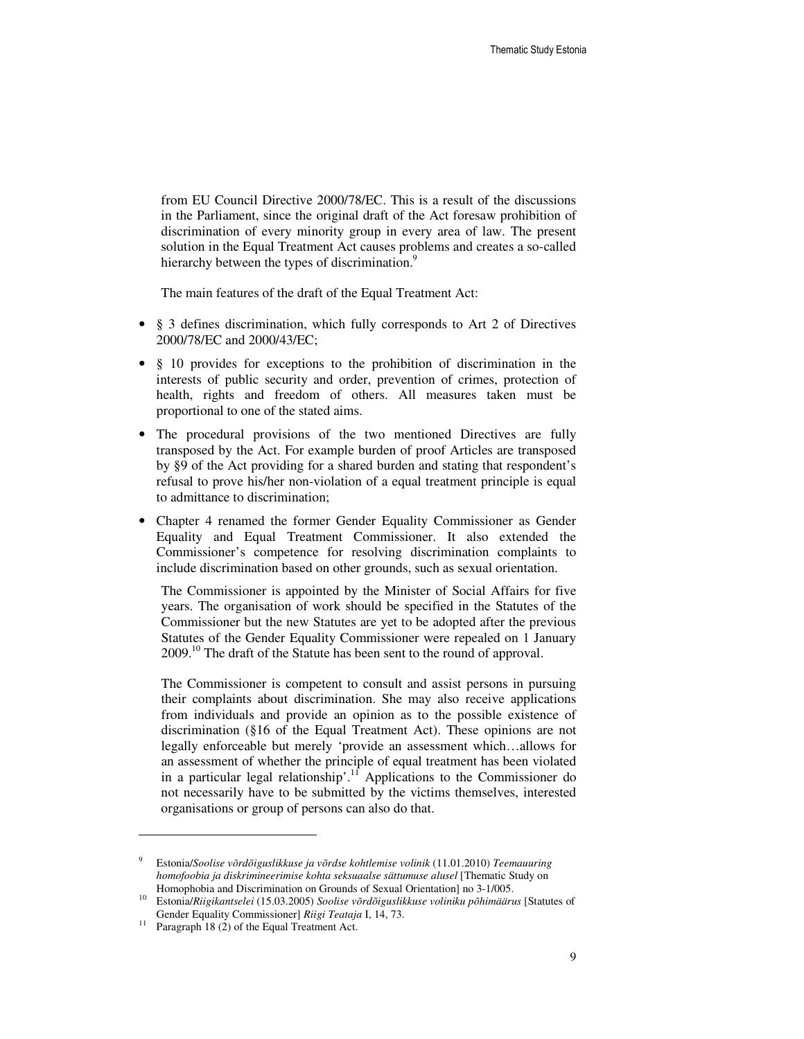from EU Council Directive 2000/78/EC. This is a result of the discussions in the Parliament, since the original draft of the Act foresaw prohibition of discrimination of every minority group in every area of law. The present solution in the Equal Treatment Act causes problems and creates a so-called hierarchy between the types of discrimination.[9]

The main features of the draft of the Equal Treatment Act:

- § 3 defines discrimination, which fully corresponds to Art 2 of Directives 2000/78/EC and 2000/43/EC;
- § 10 provides for exceptions to the prohibition of discrimination in the interests of public security and order, prevention of crimes, protection of health, rights and freedom of others. All measures taken must be proportional to one of the stated aims.
- The procedural provisions of the two mentioned Directives are fully transposed by the Act. For example burden of proof Articles are transposed by §9 of the Act providing for a shared burden and stating that respondent's refusal to prove his/her non-violation of a equal treatment principle is equal to admittance to discrimination;
- Chapter 4 renamed the former Gender Equality Commissioner as Gender Equality and Equal Treatment Commissioner. It also extended the Commissioner's competence for resolving discrimination complaints to include discrimination based on other grounds, such as sexual orientation.

The Commissioner is appointed by the Minister of Social Affairs for five years. The organisation of work should be specified in the Statutes of the Commissioner but the new Statutes are yet to be adopted after the previous Statutes of the Gender Equality Commissioner were repealed on 1 January 2009.[10] The draft of the Statute has been sent to the round of approval.

The Commissioner is competent to consult and assist persons in pursuing their complaints about discrimination. She may also receive applications from individuals and provide an opinion as to the possible existence of discrimination (§16 of the Equal Treatment Act). These opinions are not legally enforceable but merely 'provide an assessment which…allows for an assessment of whether the principle of equal treatment has been violated in a particular legal relationship'.[11] Applications to the Commissioner do not necessarily have to be submitted by the victims themselves, interested organisations or group of persons can also do that.

---

[9] Estonia/*Soolise võrdõiguslikkuse ja võrdse kohtlemise volinik* (11.01.2010) *Teemauuring homofoobia ja diskrimineerimise kohta seksuaalse sättumuse alusel* [Thematic Study on Homophobia and Discrimination on Grounds of Sexual Orientation] no 3-1/005.

[10] Estonia/*Riigikantselei* (15.03.2005) *Soolise võrdõiguslikkuse voliniku põhimäärus* [Statutes of Gender Equality Commissioner] *Riigi Teataja* I, 14, 73.

[11] Paragraph 18 (2) of the Equal Treatment Act.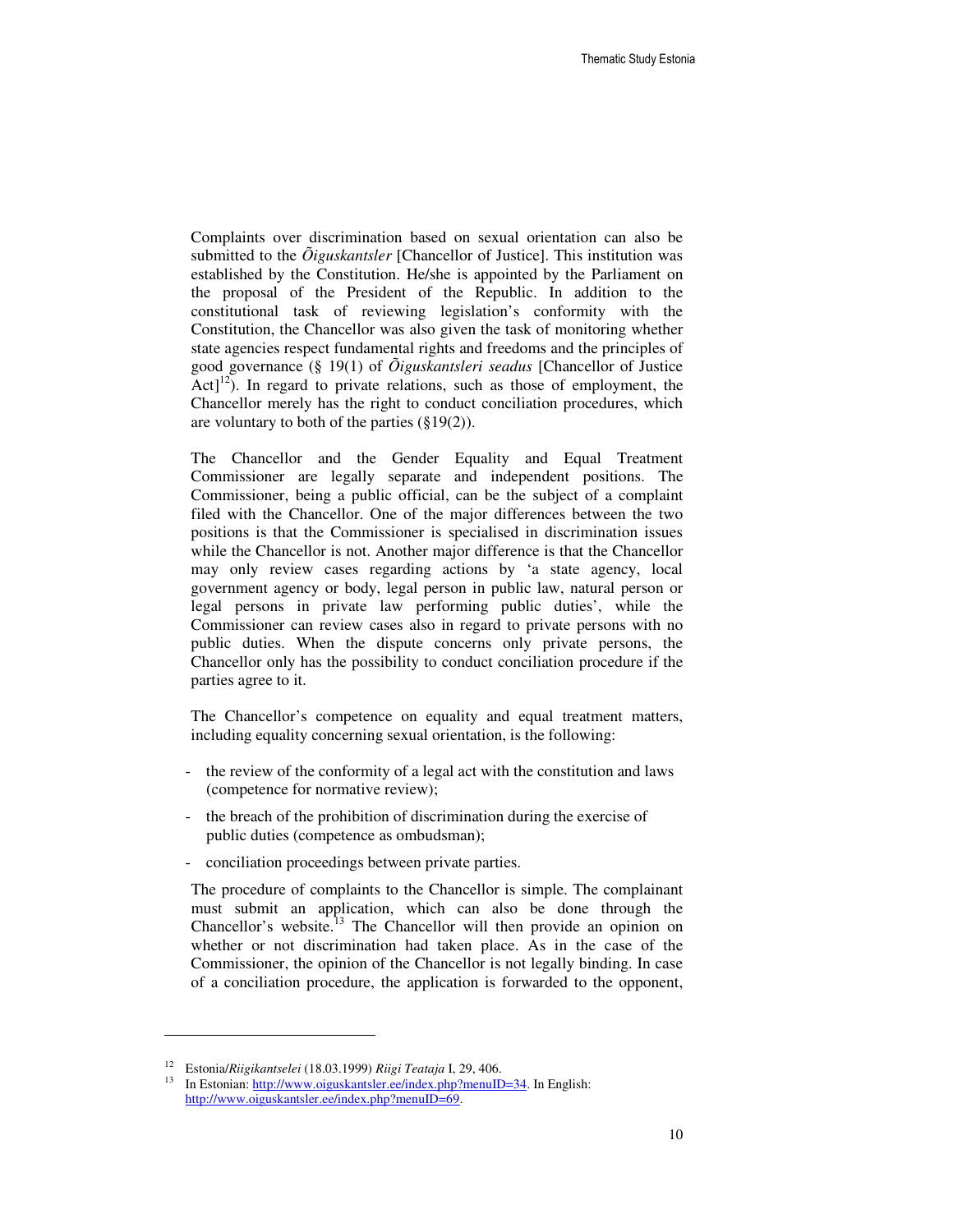Complaints over discrimination based on sexual orientation can also be submitted to the *Õiguskantsler* [Chancellor of Justice]. This institution was established by the Constitution. He/she is appointed by the Parliament on the proposal of the President of the Republic. In addition to the constitutional task of reviewing legislation's conformity with the Constitution, the Chancellor was also given the task of monitoring whether state agencies respect fundamental rights and freedoms and the principles of good governance (§ 19(1) of *Õiguskantsleri seadus* [Chancellor of Justice Act][12]). In regard to private relations, such as those of employment, the Chancellor merely has the right to conduct conciliation procedures, which are voluntary to both of the parties (§19(2)).

The Chancellor and the Gender Equality and Equal Treatment Commissioner are legally separate and independent positions. The Commissioner, being a public official, can be the subject of a complaint filed with the Chancellor. One of the major differences between the two positions is that the Commissioner is specialised in discrimination issues while the Chancellor is not. Another major difference is that the Chancellor may only review cases regarding actions by 'a state agency, local government agency or body, legal person in public law, natural person or legal persons in private law performing public duties', while the Commissioner can review cases also in regard to private persons with no public duties. When the dispute concerns only private persons, the Chancellor only has the possibility to conduct conciliation procedure if the parties agree to it.

The Chancellor's competence on equality and equal treatment matters, including equality concerning sexual orientation, is the following:

- the review of the conformity of a legal act with the constitution and laws (competence for normative review);
- the breach of the prohibition of discrimination during the exercise of public duties (competence as ombudsman);
- conciliation proceedings between private parties.

The procedure of complaints to the Chancellor is simple. The complainant must submit an application, which can also be done through the Chancellor's website.[13] The Chancellor will then provide an opinion on whether or not discrimination had taken place. As in the case of the Commissioner, the opinion of the Chancellor is not legally binding. In case of a conciliation procedure, the application is forwarded to the opponent,

---

[12] Estonia/*Riigikantselei* (18.03.1999) *Riigi Teataja* I, 29, 406.

[13] In Estonian: http://www.oiguskantsler.ee/index.php?menuID=34. In English: http://www.oiguskantsler.ee/index.php?menuID=69.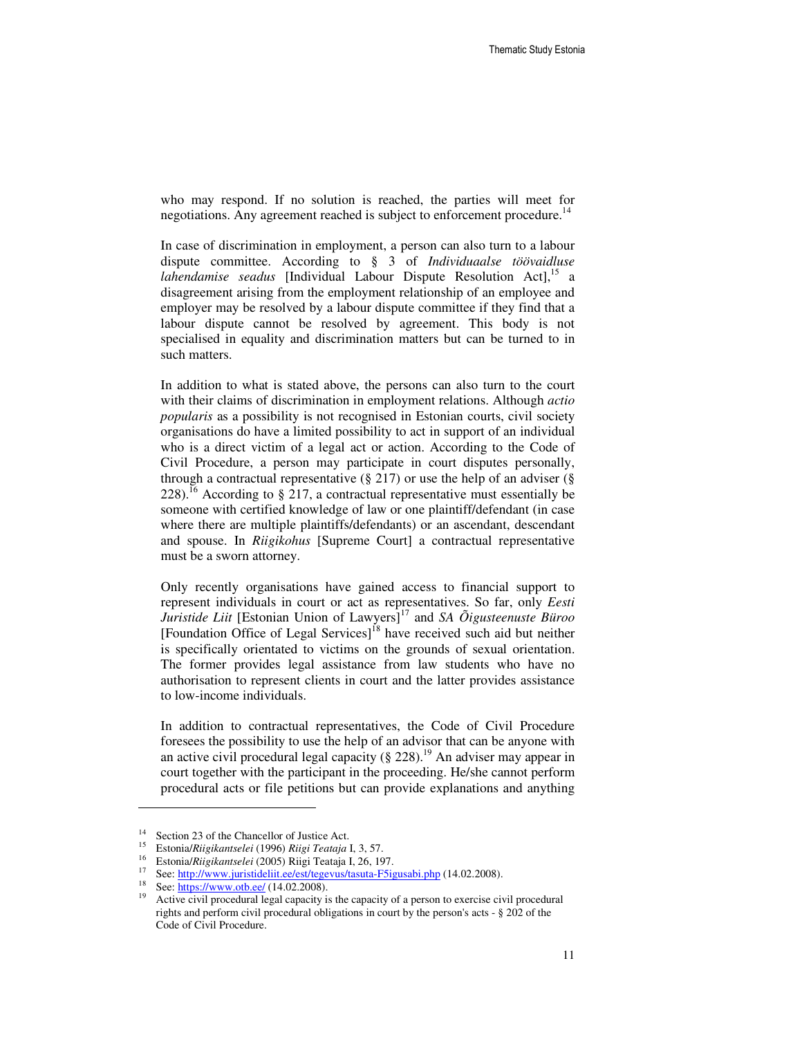who may respond. If no solution is reached, the parties will meet for negotiations. Any agreement reached is subject to enforcement procedure.[14]

In case of discrimination in employment, a person can also turn to a labour dispute committee. According to § 3 of *Individuaalse töövaidluse lahendamise seadus* [Individual Labour Dispute Resolution Act],[15] a disagreement arising from the employment relationship of an employee and employer may be resolved by a labour dispute committee if they find that a labour dispute cannot be resolved by agreement. This body is not specialised in equality and discrimination matters but can be turned to in such matters.

In addition to what is stated above, the persons can also turn to the court with their claims of discrimination in employment relations. Although *actio popularis* as a possibility is not recognised in Estonian courts, civil society organisations do have a limited possibility to act in support of an individual who is a direct victim of a legal act or action. According to the Code of Civil Procedure, a person may participate in court disputes personally, through a contractual representative (§ 217) or use the help of an adviser (§ 228).[16] According to § 217, a contractual representative must essentially be someone with certified knowledge of law or one plaintiff/defendant (in case where there are multiple plaintiffs/defendants) or an ascendant, descendant and spouse. In *Riigikohus* [Supreme Court] a contractual representative must be a sworn attorney.

Only recently organisations have gained access to financial support to represent individuals in court or act as representatives. So far, only *Eesti Juristide Liit* [Estonian Union of Lawyers][17] and *SA Õigusteenuste Büroo* [Foundation Office of Legal Services][18] have received such aid but neither is specifically orientated to victims on the grounds of sexual orientation. The former provides legal assistance from law students who have no authorisation to represent clients in court and the latter provides assistance to low-income individuals.

In addition to contractual representatives, the Code of Civil Procedure foresees the possibility to use the help of an advisor that can be anyone with an active civil procedural legal capacity (§ 228).[19] An adviser may appear in court together with the participant in the proceeding. He/she cannot perform procedural acts or file petitions but can provide explanations and anything

---

[14] Section 23 of the Chancellor of Justice Act.

[15] Estonia/*Riigikantselei* (1996) *Riigi Teataja* I, 3, 57.

[16] Estonia/*Riigikantselei* (2005) Riigi Teataja I, 26, 197.

[17] See: http://www.juristideliit.ee/est/tegevus/tasuta-F5igusabi.php (14.02.2008).

[18] See: https://www.otb.ee/ (14.02.2008).

[19] Active civil procedural legal capacity is the capacity of a person to exercise civil procedural rights and perform civil procedural obligations in court by the person's acts - § 202 of the Code of Civil Procedure.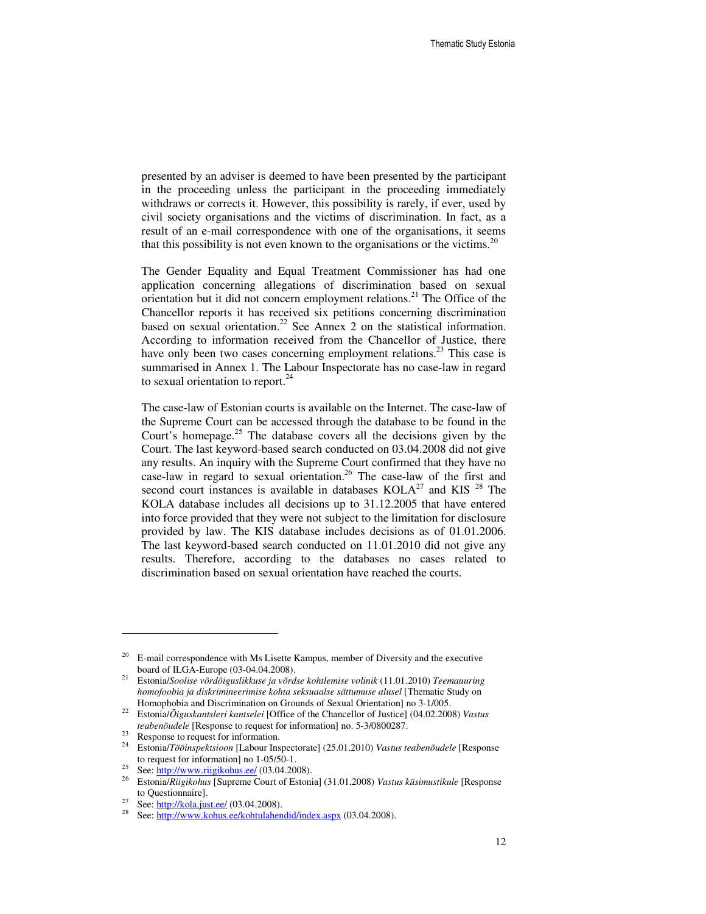presented by an adviser is deemed to have been presented by the participant in the proceeding unless the participant in the proceeding immediately withdraws or corrects it. However, this possibility is rarely, if ever, used by civil society organisations and the victims of discrimination. In fact, as a result of an e-mail correspondence with one of the organisations, it seems that this possibility is not even known to the organisations or the victims.[20]

The Gender Equality and Equal Treatment Commissioner has had one application concerning allegations of discrimination based on sexual orientation but it did not concern employment relations.[21] The Office of the Chancellor reports it has received six petitions concerning discrimination based on sexual orientation.[22] See Annex 2 on the statistical information. According to information received from the Chancellor of Justice, there have only been two cases concerning employment relations.[23] This case is summarised in Annex 1. The Labour Inspectorate has no case-law in regard to sexual orientation to report.[24]

The case-law of Estonian courts is available on the Internet. The case-law of the Supreme Court can be accessed through the database to be found in the Court's homepage.[25] The database covers all the decisions given by the Court. The last keyword-based search conducted on 03.04.2008 did not give any results. An inquiry with the Supreme Court confirmed that they have no case-law in regard to sexual orientation.[26] The case-law of the first and second court instances is available in databases KOLA[27] and KIS [28] The KOLA database includes all decisions up to 31.12.2005 that have entered into force provided that they were not subject to the limitation for disclosure provided by law. The KIS database includes decisions as of 01.01.2006. The last keyword-based search conducted on 11.01.2010 did not give any results. Therefore, according to the databases no cases related to discrimination based on sexual orientation have reached the courts.

---

[20] E-mail correspondence with Ms Lisette Kampus, member of Diversity and the executive board of ILGA-Europe (03-04.04.2008).

[21] Estonia/*Soolise võrdõiguslikkuse ja võrdse kohtlemise volinik* (11.01.2010) *Teemauuring homofoobia ja diskrimineerimise kohta seksuaalse sättumuse alusel* [Thematic Study on Homophobia and Discrimination on Grounds of Sexual Orientation] no 3-1/005.

[22] Estonia/*Õiguskantsleri kantselei* [Office of the Chancellor of Justice] (04.02.2008) *Vastus teabenõudele* [Response to request for information] no. 5-3/0800287.

[23] Response to request for information.

[24] Estonia/*Tööinspektsioon* [Labour Inspectorate] (25.01.2010) *Vastus teabenõudele* [Response to request for information] no 1-05/50-1.

[25] See: http://www.riigikohus.ee/ (03.04.2008).

[26] Estonia/*Riigikohus* [Supreme Court of Estonia] (31.01,2008) *Vastus küsimustikule* [Response to Questionnaire].

[27] See: http://kola.just.ee/ (03.04.2008).

[28] See: http://www.kohus.ee/kohtulahendid/index.aspx (03.04.2008).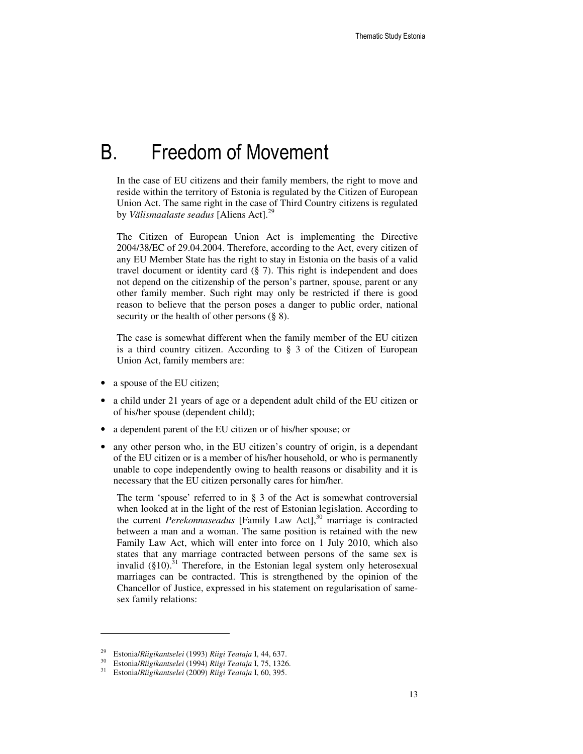# B. Freedom of Movement

In the case of EU citizens and their family members, the right to move and reside within the territory of Estonia is regulated by the Citizen of European Union Act. The same right in the case of Third Country citizens is regulated by *Välismaalaste seadus* [Aliens Act].[29]

The Citizen of European Union Act is implementing the Directive 2004/38/EC of 29.04.2004. Therefore, according to the Act, every citizen of any EU Member State has the right to stay in Estonia on the basis of a valid travel document or identity card (§ 7). This right is independent and does not depend on the citizenship of the person's partner, spouse, parent or any other family member. Such right may only be restricted if there is good reason to believe that the person poses a danger to public order, national security or the health of other persons (§ 8).

The case is somewhat different when the family member of the EU citizen is a third country citizen. According to § 3 of the Citizen of European Union Act, family members are:

- a spouse of the EU citizen;
- a child under 21 years of age or a dependent adult child of the EU citizen or of his/her spouse (dependent child);
- a dependent parent of the EU citizen or of his/her spouse; or
- any other person who, in the EU citizen's country of origin, is a dependant of the EU citizen or is a member of his/her household, or who is permanently unable to cope independently owing to health reasons or disability and it is necessary that the EU citizen personally cares for him/her.

The term 'spouse' referred to in § 3 of the Act is somewhat controversial when looked at in the light of the rest of Estonian legislation. According to the current *Perekonnaseadus* [Family Law Act],[30] marriage is contracted between a man and a woman. The same position is retained with the new Family Law Act, which will enter into force on 1 July 2010, which also states that any marriage contracted between persons of the same sex is invalid (§10).[31] Therefore, in the Estonian legal system only heterosexual marriages can be contracted. This is strengthened by the opinion of the Chancellor of Justice, expressed in his statement on regularisation of same-sex family relations:

---

[29] Estonia/*Riigikantselei* (1993) *Riigi Teataja* I, 44, 637.

[30] Estonia/*Riigikantselei* (1994) *Riigi Teataja* I, 75, 1326.

[31] Estonia/*Riigikantselei* (2009) *Riigi Teataja* I, 60, 395.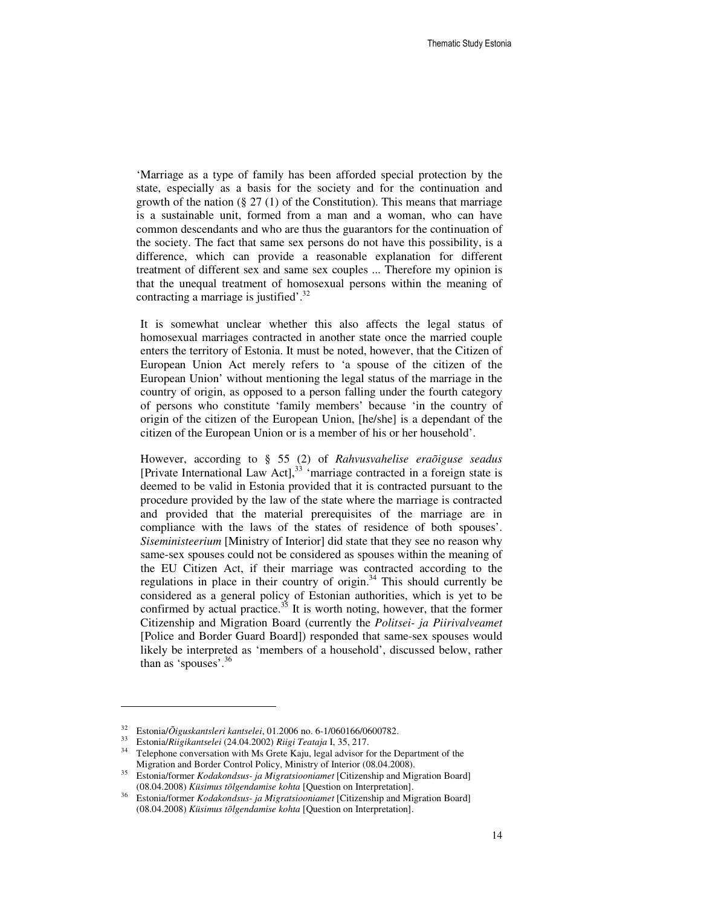'Marriage as a type of family has been afforded special protection by the state, especially as a basis for the society and for the continuation and growth of the nation (§ 27 (1) of the Constitution). This means that marriage is a sustainable unit, formed from a man and a woman, who can have common descendants and who are thus the guarantors for the continuation of the society. The fact that same sex persons do not have this possibility, is a difference, which can provide a reasonable explanation for different treatment of different sex and same sex couples ... Therefore my opinion is that the unequal treatment of homosexual persons within the meaning of contracting a marriage is justified'.[32]

It is somewhat unclear whether this also affects the legal status of homosexual marriages contracted in another state once the married couple enters the territory of Estonia. It must be noted, however, that the Citizen of European Union Act merely refers to 'a spouse of the citizen of the European Union' without mentioning the legal status of the marriage in the country of origin, as opposed to a person falling under the fourth category of persons who constitute 'family members' because 'in the country of origin of the citizen of the European Union, [he/she] is a dependant of the citizen of the European Union or is a member of his or her household'.

However, according to § 55 (2) of *Rahvusvahelise eraõiguse seadus* [Private International Law Act],[33] 'marriage contracted in a foreign state is deemed to be valid in Estonia provided that it is contracted pursuant to the procedure provided by the law of the state where the marriage is contracted and provided that the material prerequisites of the marriage are in compliance with the laws of the states of residence of both spouses'. *Siseministeerium* [Ministry of Interior] did state that they see no reason why same-sex spouses could not be considered as spouses within the meaning of the EU Citizen Act, if their marriage was contracted according to the regulations in place in their country of origin.[34] This should currently be considered as a general policy of Estonian authorities, which is yet to be confirmed by actual practice.[35] It is worth noting, however, that the former Citizenship and Migration Board (currently the *Politsei- ja Piirivalveamet* [Police and Border Guard Board]) responded that same-sex spouses would likely be interpreted as 'members of a household', discussed below, rather than as 'spouses'.[36]

---

[32] Estonia/*Õiguskantsleri kantselei*, 01.2006 no. 6-1/060166/0600782.

[33] Estonia/*Riigikantselei* (24.04.2002) *Riigi Teataja* I, 35, 217.

[34] Telephone conversation with Ms Grete Kaju, legal advisor for the Department of the Migration and Border Control Policy, Ministry of Interior (08.04.2008).

[35] Estonia/former *Kodakondsus- ja Migratsiooniamet* [Citizenship and Migration Board] (08.04.2008) *Küsimus tõlgendamise kohta* [Question on Interpretation].

[36] Estonia/former *Kodakondsus- ja Migratsiooniamet* [Citizenship and Migration Board] (08.04.2008) *Küsimus tõlgendamise kohta* [Question on Interpretation].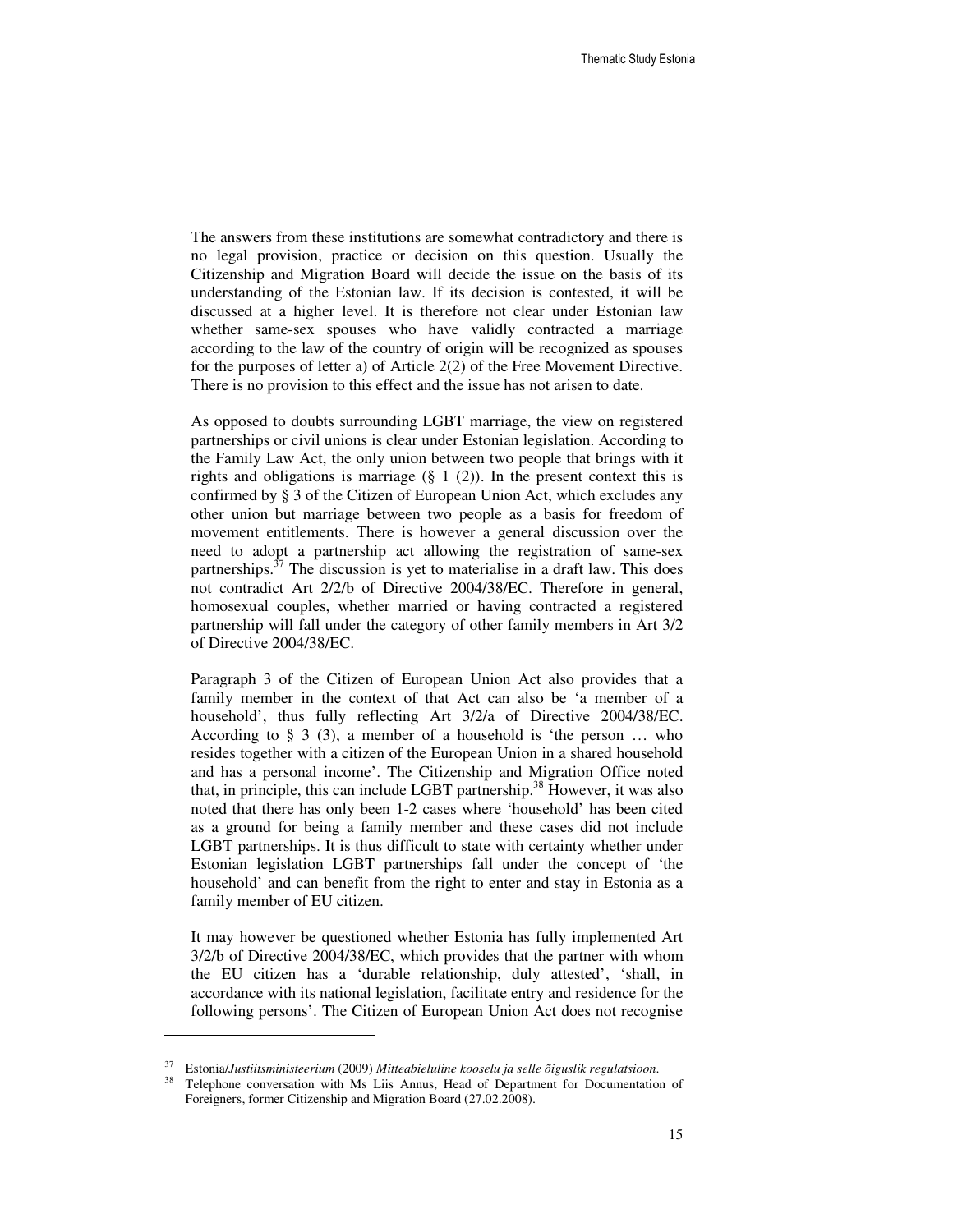The answers from these institutions are somewhat contradictory and there is no legal provision, practice or decision on this question. Usually the Citizenship and Migration Board will decide the issue on the basis of its understanding of the Estonian law. If its decision is contested, it will be discussed at a higher level. It is therefore not clear under Estonian law whether same-sex spouses who have validly contracted a marriage according to the law of the country of origin will be recognized as spouses for the purposes of letter a) of Article 2(2) of the Free Movement Directive. There is no provision to this effect and the issue has not arisen to date.

As opposed to doubts surrounding LGBT marriage, the view on registered partnerships or civil unions is clear under Estonian legislation. According to the Family Law Act, the only union between two people that brings with it rights and obligations is marriage (§ 1 (2)). In the present context this is confirmed by § 3 of the Citizen of European Union Act, which excludes any other union but marriage between two people as a basis for freedom of movement entitlements. There is however a general discussion over the need to adopt a partnership act allowing the registration of same-sex partnerships.[37] The discussion is yet to materialise in a draft law. This does not contradict Art 2/2/b of Directive 2004/38/EC. Therefore in general, homosexual couples, whether married or having contracted a registered partnership will fall under the category of other family members in Art 3/2 of Directive 2004/38/EC.

Paragraph 3 of the Citizen of European Union Act also provides that a family member in the context of that Act can also be 'a member of a household', thus fully reflecting Art 3/2/a of Directive 2004/38/EC. According to § 3 (3), a member of a household is 'the person … who resides together with a citizen of the European Union in a shared household and has a personal income'. The Citizenship and Migration Office noted that, in principle, this can include LGBT partnership.[38] However, it was also noted that there has only been 1-2 cases where 'household' has been cited as a ground for being a family member and these cases did not include LGBT partnerships. It is thus difficult to state with certainty whether under Estonian legislation LGBT partnerships fall under the concept of 'the household' and can benefit from the right to enter and stay in Estonia as a family member of EU citizen.

It may however be questioned whether Estonia has fully implemented Art 3/2/b of Directive 2004/38/EC, which provides that the partner with whom the EU citizen has a 'durable relationship, duly attested', 'shall, in accordance with its national legislation, facilitate entry and residence for the following persons'. The Citizen of European Union Act does not recognise

---

[37] Estonia/*Justiitsministeerium* (2009) *Mitteabieluline kooselu ja selle õiguslik regulatsioon*.

[38] Telephone conversation with Ms Liis Annus, Head of Department for Documentation of Foreigners, former Citizenship and Migration Board (27.02.2008).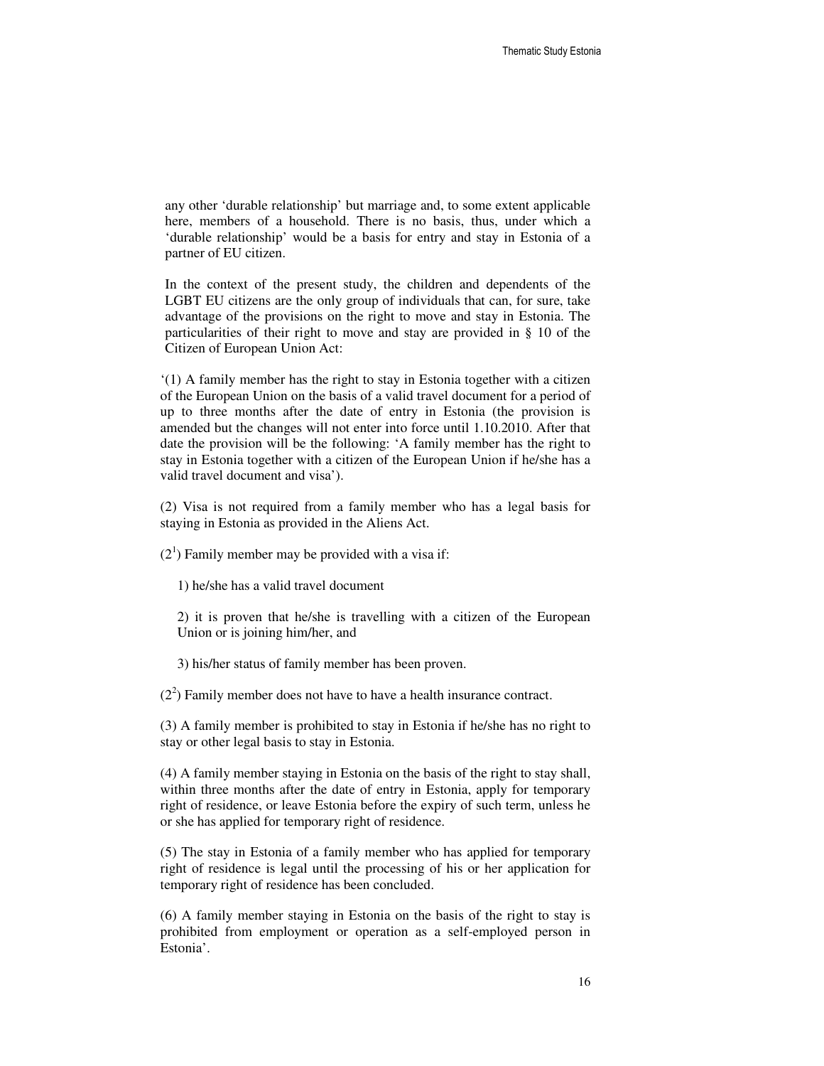any other 'durable relationship' but marriage and, to some extent applicable here, members of a household. There is no basis, thus, under which a 'durable relationship' would be a basis for entry and stay in Estonia of a partner of EU citizen.

In the context of the present study, the children and dependents of the LGBT EU citizens are the only group of individuals that can, for sure, take advantage of the provisions on the right to move and stay in Estonia. The particularities of their right to move and stay are provided in § 10 of the Citizen of European Union Act:

'(1) A family member has the right to stay in Estonia together with a citizen of the European Union on the basis of a valid travel document for a period of up to three months after the date of entry in Estonia (the provision is amended but the changes will not enter into force until 1.10.2010. After that date the provision will be the following: 'A family member has the right to stay in Estonia together with a citizen of the European Union if he/she has a valid travel document and visa').

(2) Visa is not required from a family member who has a legal basis for staying in Estonia as provided in the Aliens Act.

($2^1$) Family member may be provided with a visa if:

1) he/she has a valid travel document

2) it is proven that he/she is travelling with a citizen of the European Union or is joining him/her, and

3) his/her status of family member has been proven.

($2^2$) Family member does not have to have a health insurance contract.

(3) A family member is prohibited to stay in Estonia if he/she has no right to stay or other legal basis to stay in Estonia.

(4) A family member staying in Estonia on the basis of the right to stay shall, within three months after the date of entry in Estonia, apply for temporary right of residence, or leave Estonia before the expiry of such term, unless he or she has applied for temporary right of residence.

(5) The stay in Estonia of a family member who has applied for temporary right of residence is legal until the processing of his or her application for temporary right of residence has been concluded.

(6) A family member staying in Estonia on the basis of the right to stay is prohibited from employment or operation as a self-employed person in Estonia'.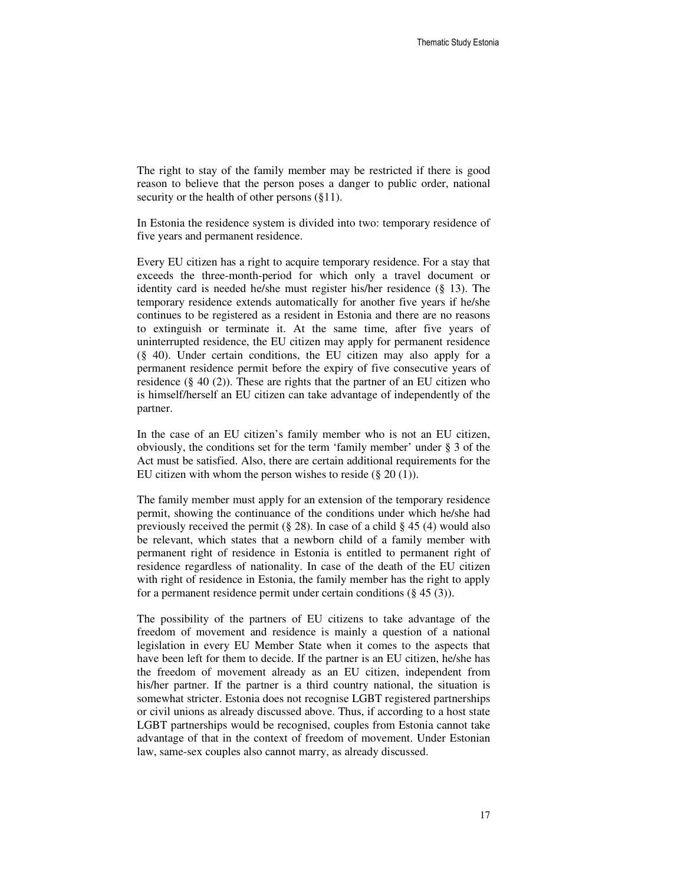The right to stay of the family member may be restricted if there is good reason to believe that the person poses a danger to public order, national security or the health of other persons (§11).

In Estonia the residence system is divided into two: temporary residence of five years and permanent residence.

Every EU citizen has a right to acquire temporary residence. For a stay that exceeds the three-month-period for which only a travel document or identity card is needed he/she must register his/her residence (§ 13). The temporary residence extends automatically for another five years if he/she continues to be registered as a resident in Estonia and there are no reasons to extinguish or terminate it. At the same time, after five years of uninterrupted residence, the EU citizen may apply for permanent residence (§ 40). Under certain conditions, the EU citizen may also apply for a permanent residence permit before the expiry of five consecutive years of residence (§ 40 (2)). These are rights that the partner of an EU citizen who is himself/herself an EU citizen can take advantage of independently of the partner.

In the case of an EU citizen's family member who is not an EU citizen, obviously, the conditions set for the term 'family member' under § 3 of the Act must be satisfied. Also, there are certain additional requirements for the EU citizen with whom the person wishes to reside (§ 20 (1)).

The family member must apply for an extension of the temporary residence permit, showing the continuance of the conditions under which he/she had previously received the permit (§ 28). In case of a child § 45 (4) would also be relevant, which states that a newborn child of a family member with permanent right of residence in Estonia is entitled to permanent right of residence regardless of nationality. In case of the death of the EU citizen with right of residence in Estonia, the family member has the right to apply for a permanent residence permit under certain conditions (§ 45 (3)).

The possibility of the partners of EU citizens to take advantage of the freedom of movement and residence is mainly a question of a national legislation in every EU Member State when it comes to the aspects that have been left for them to decide. If the partner is an EU citizen, he/she has the freedom of movement already as an EU citizen, independent from his/her partner. If the partner is a third country national, the situation is somewhat stricter. Estonia does not recognise LGBT registered partnerships or civil unions as already discussed above. Thus, if according to a host state LGBT partnerships would be recognised, couples from Estonia cannot take advantage of that in the context of freedom of movement. Under Estonian law, same-sex couples also cannot marry, as already discussed.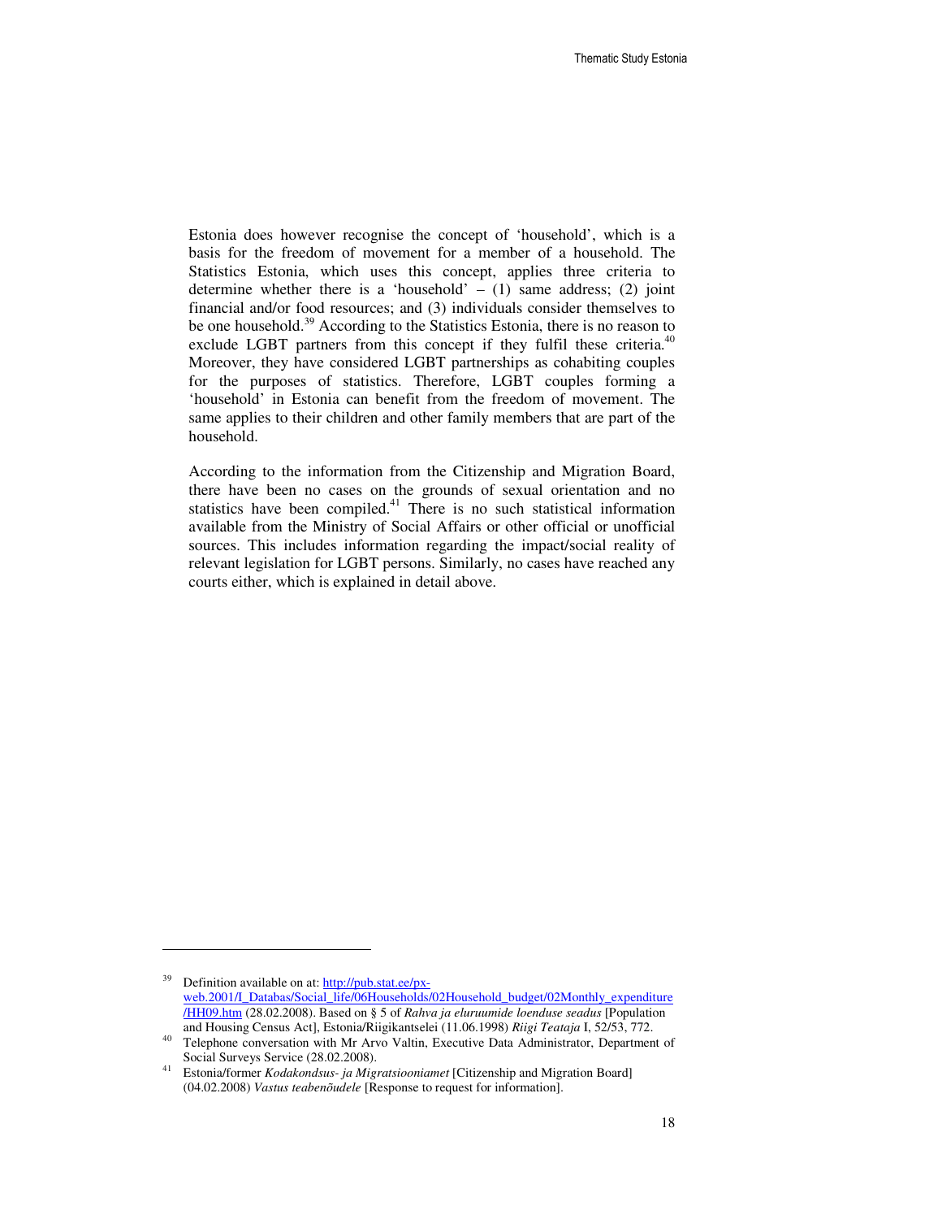Estonia does however recognise the concept of 'household', which is a basis for the freedom of movement for a member of a household. The Statistics Estonia, which uses this concept, applies three criteria to determine whether there is a 'household' – (1) same address; (2) joint financial and/or food resources; and (3) individuals consider themselves to be one household.[39] According to the Statistics Estonia, there is no reason to exclude LGBT partners from this concept if they fulfil these criteria.[40] Moreover, they have considered LGBT partnerships as cohabiting couples for the purposes of statistics. Therefore, LGBT couples forming a 'household' in Estonia can benefit from the freedom of movement. The same applies to their children and other family members that are part of the household.

According to the information from the Citizenship and Migration Board, there have been no cases on the grounds of sexual orientation and no statistics have been compiled.[41] There is no such statistical information available from the Ministry of Social Affairs or other official or unofficial sources. This includes information regarding the impact/social reality of relevant legislation for LGBT persons. Similarly, no cases have reached any courts either, which is explained in detail above.

---

[39] Definition available on at: http://pub.stat.ee/px-web.2001/I_Databas/Social_life/06Households/02Household_budget/02Monthly_expenditure/HH09.htm (28.02.2008). Based on § 5 of *Rahva ja eluruumide loenduse seadus* [Population and Housing Census Act], Estonia/Riigikantselei (11.06.1998) *Riigi Teataja* I, 52/53, 772.

[40] Telephone conversation with Mr Arvo Valtin, Executive Data Administrator, Department of Social Surveys Service (28.02.2008).

[41] Estonia/former *Kodakondsus- ja Migratsiooniamet* [Citizenship and Migration Board] (04.02.2008) *Vastus teabenõudele* [Response to request for information].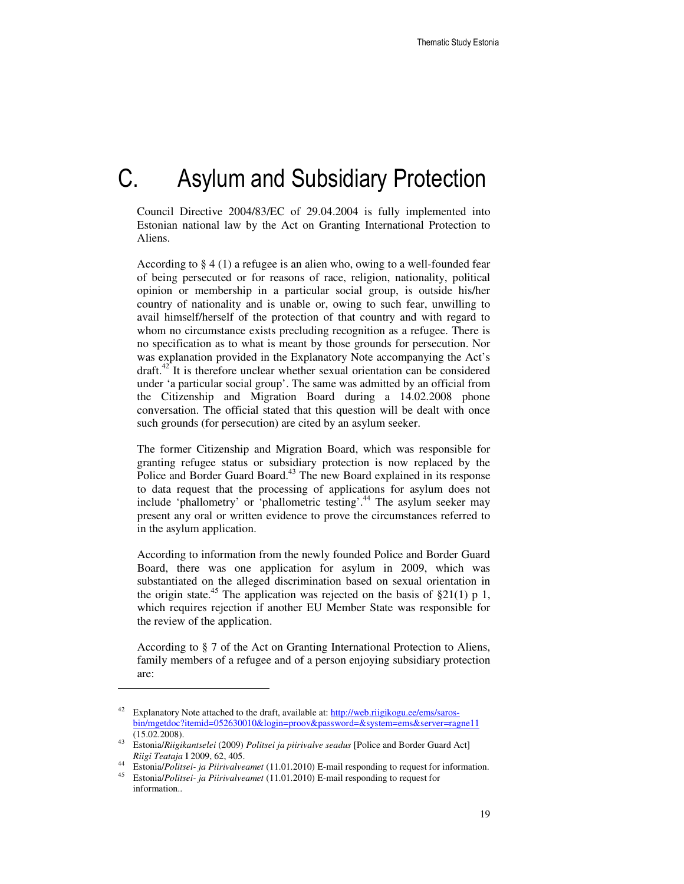# C. Asylum and Subsidiary Protection

Council Directive 2004/83/EC of 29.04.2004 is fully implemented into Estonian national law by the Act on Granting International Protection to Aliens.

According to § 4 (1) a refugee is an alien who, owing to a well-founded fear of being persecuted or for reasons of race, religion, nationality, political opinion or membership in a particular social group, is outside his/her country of nationality and is unable or, owing to such fear, unwilling to avail himself/herself of the protection of that country and with regard to whom no circumstance exists precluding recognition as a refugee. There is no specification as to what is meant by those grounds for persecution. Nor was explanation provided in the Explanatory Note accompanying the Act's draft.[42] It is therefore unclear whether sexual orientation can be considered under 'a particular social group'. The same was admitted by an official from the Citizenship and Migration Board during a 14.02.2008 phone conversation. The official stated that this question will be dealt with once such grounds (for persecution) are cited by an asylum seeker.

The former Citizenship and Migration Board, which was responsible for granting refugee status or subsidiary protection is now replaced by the Police and Border Guard Board.[43] The new Board explained in its response to data request that the processing of applications for asylum does not include 'phallometry' or 'phallometric testing'.[44] The asylum seeker may present any oral or written evidence to prove the circumstances referred to in the asylum application.

According to information from the newly founded Police and Border Guard Board, there was one application for asylum in 2009, which was substantiated on the alleged discrimination based on sexual orientation in the origin state.[45] The application was rejected on the basis of §21(1) p 1, which requires rejection if another EU Member State was responsible for the review of the application.

According to § 7 of the Act on Granting International Protection to Aliens, family members of a refugee and of a person enjoying subsidiary protection are:

---

[42] Explanatory Note attached to the draft, available at: http://web.riigikogu.ee/ems/saros-bin/mgetdoc?itemid=052630010&login=proov&password=&system=ems&server=ragne11 (15.02.2008).

[43] Estonia/*Riigikantselei* (2009) *Politsei ja piirivalve seadus* [Police and Border Guard Act] *Riigi Teataja* I 2009, 62, 405.

[44] Estonia/*Politsei- ja Piirivalveamet* (11.01.2010) E-mail responding to request for information.

[45] Estonia/*Politsei- ja Piirivalveamet* (11.01.2010) E-mail responding to request for information..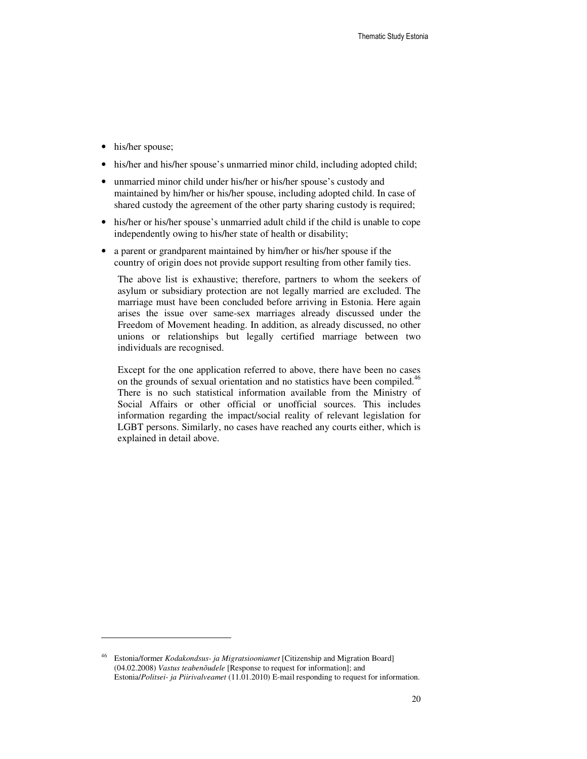- his/her spouse;
- his/her and his/her spouse's unmarried minor child, including adopted child;
- unmarried minor child under his/her or his/her spouse's custody and maintained by him/her or his/her spouse, including adopted child. In case of shared custody the agreement of the other party sharing custody is required;
- his/her or his/her spouse's unmarried adult child if the child is unable to cope independently owing to his/her state of health or disability;
- a parent or grandparent maintained by him/her or his/her spouse if the country of origin does not provide support resulting from other family ties.

The above list is exhaustive; therefore, partners to whom the seekers of asylum or subsidiary protection are not legally married are excluded. The marriage must have been concluded before arriving in Estonia. Here again arises the issue over same-sex marriages already discussed under the Freedom of Movement heading. In addition, as already discussed, no other unions or relationships but legally certified marriage between two individuals are recognised.

Except for the one application referred to above, there have been no cases on the grounds of sexual orientation and no statistics have been compiled.[46] There is no such statistical information available from the Ministry of Social Affairs or other official or unofficial sources. This includes information regarding the impact/social reality of relevant legislation for LGBT persons. Similarly, no cases have reached any courts either, which is explained in detail above.

---

[46] Estonia/former *Kodakondsus- ja Migratsiooniamet* [Citizenship and Migration Board] (04.02.2008) *Vastus teabenõudele* [Response to request for information]; and Estonia/*Politsei- ja Piirivalveamet* (11.01.2010) E-mail responding to request for information.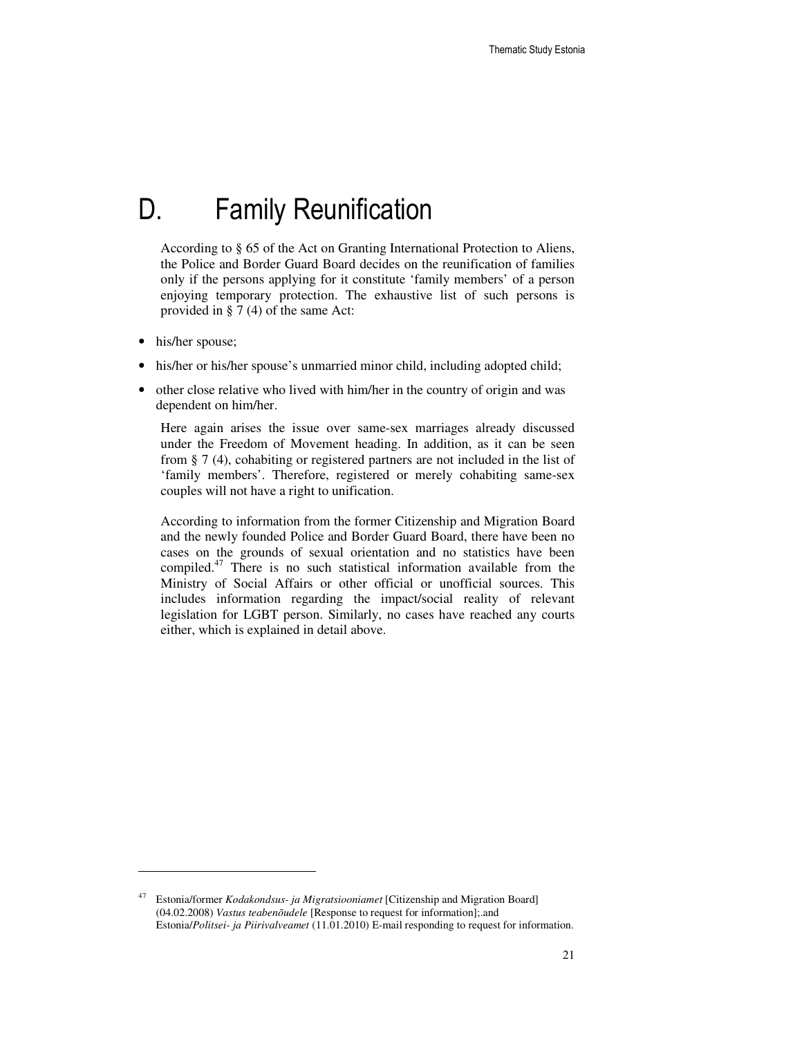# D. Family Reunification

According to § 65 of the Act on Granting International Protection to Aliens, the Police and Border Guard Board decides on the reunification of families only if the persons applying for it constitute 'family members' of a person enjoying temporary protection. The exhaustive list of such persons is provided in § 7 (4) of the same Act:

- his/her spouse;
- his/her or his/her spouse's unmarried minor child, including adopted child;
- other close relative who lived with him/her in the country of origin and was dependent on him/her.

Here again arises the issue over same-sex marriages already discussed under the Freedom of Movement heading. In addition, as it can be seen from § 7 (4), cohabiting or registered partners are not included in the list of 'family members'. Therefore, registered or merely cohabiting same-sex couples will not have a right to unification.

According to information from the former Citizenship and Migration Board and the newly founded Police and Border Guard Board, there have been no cases on the grounds of sexual orientation and no statistics have been compiled.[47] There is no such statistical information available from the Ministry of Social Affairs or other official or unofficial sources. This includes information regarding the impact/social reality of relevant legislation for LGBT person. Similarly, no cases have reached any courts either, which is explained in detail above.

---

[47] Estonia/former *Kodakondsus- ja Migratsiooniamet* [Citizenship and Migration Board] (04.02.2008) *Vastus teabenõudele* [Response to request for information];.and Estonia/*Politsei- ja Piirivalveamet* (11.01.2010) E-mail responding to request for information.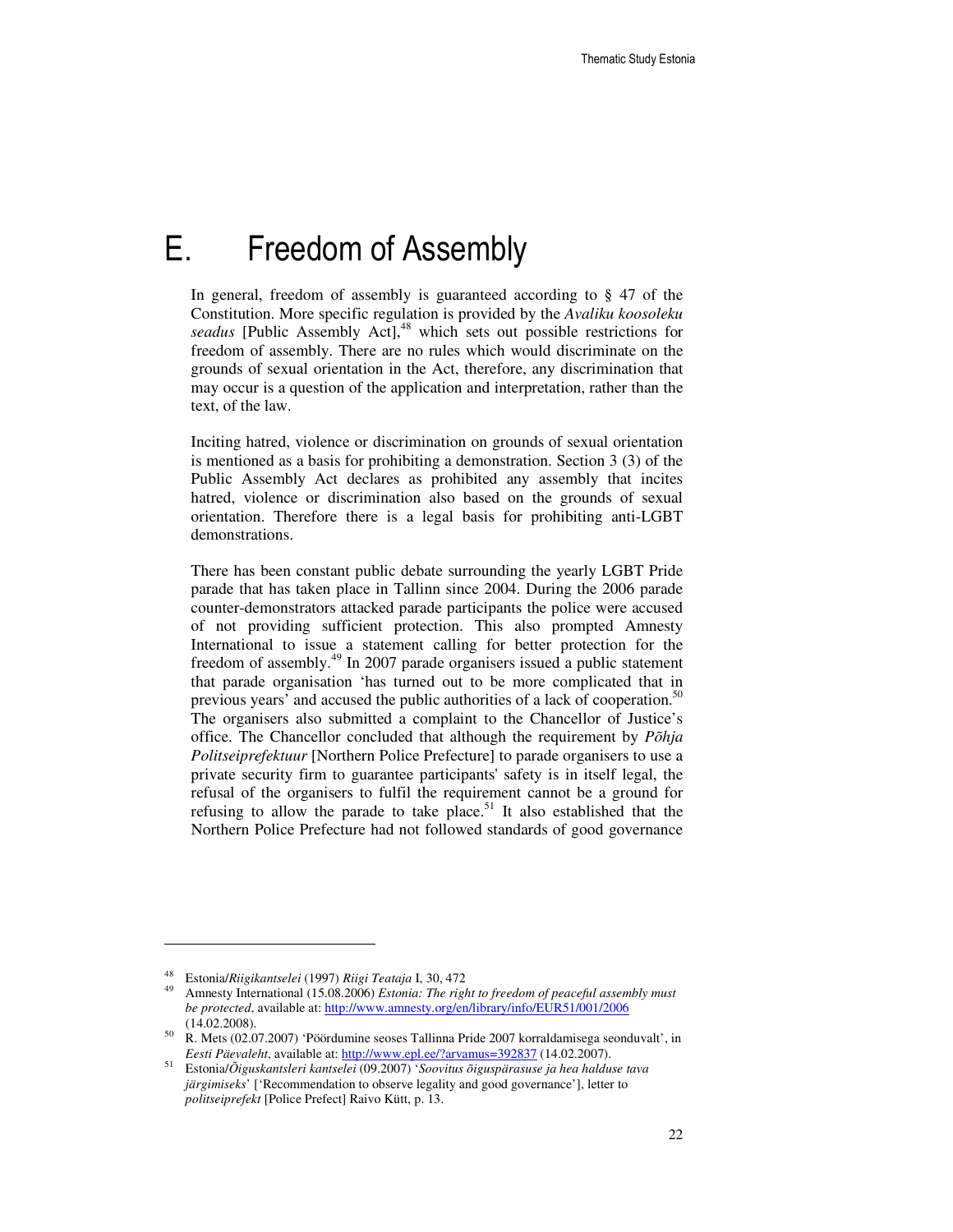# E. Freedom of Assembly

In general, freedom of assembly is guaranteed according to § 47 of the Constitution. More specific regulation is provided by the *Avaliku koosoleku seadus* [Public Assembly Act],[48] which sets out possible restrictions for freedom of assembly. There are no rules which would discriminate on the grounds of sexual orientation in the Act, therefore, any discrimination that may occur is a question of the application and interpretation, rather than the text, of the law.

Inciting hatred, violence or discrimination on grounds of sexual orientation is mentioned as a basis for prohibiting a demonstration. Section 3 (3) of the Public Assembly Act declares as prohibited any assembly that incites hatred, violence or discrimination also based on the grounds of sexual orientation. Therefore there is a legal basis for prohibiting anti-LGBT demonstrations.

There has been constant public debate surrounding the yearly LGBT Pride parade that has taken place in Tallinn since 2004. During the 2006 parade counter-demonstrators attacked parade participants the police were accused of not providing sufficient protection. This also prompted Amnesty International to issue a statement calling for better protection for the freedom of assembly.[49] In 2007 parade organisers issued a public statement that parade organisation 'has turned out to be more complicated that in previous years' and accused the public authorities of a lack of cooperation.[50] The organisers also submitted a complaint to the Chancellor of Justice's office. The Chancellor concluded that although the requirement by *Põhja Politseiprefektuur* [Northern Police Prefecture] to parade organisers to use a private security firm to guarantee participants' safety is in itself legal, the refusal of the organisers to fulfil the requirement cannot be a ground for refusing to allow the parade to take place.[51] It also established that the Northern Police Prefecture had not followed standards of good governance

---

[48] Estonia/*Riigikantselei* (1997) *Riigi Teataja* I, 30, 472

[49] Amnesty International (15.08.2006) *Estonia: The right to freedom of peaceful assembly must be protected*, available at: http://www.amnesty.org/en/library/info/EUR51/001/2006 (14.02.2008).

[50] R. Mets (02.07.2007) 'Pöördumine seoses Tallinna Pride 2007 korraldamisega seonduvalt', in *Eesti Päevaleht*, available at: http://www.epl.ee/?arvamus=392837 (14.02.2007).

[51] Estonia/*Õiguskantsleri kantselei* (09.2007) '*Soovitus õiguspärasuse ja hea halduse tava järgimiseks*' ['Recommendation to observe legality and good governance'], letter to *politseiprefekt* [Police Prefect] Raivo Kütt, p. 13.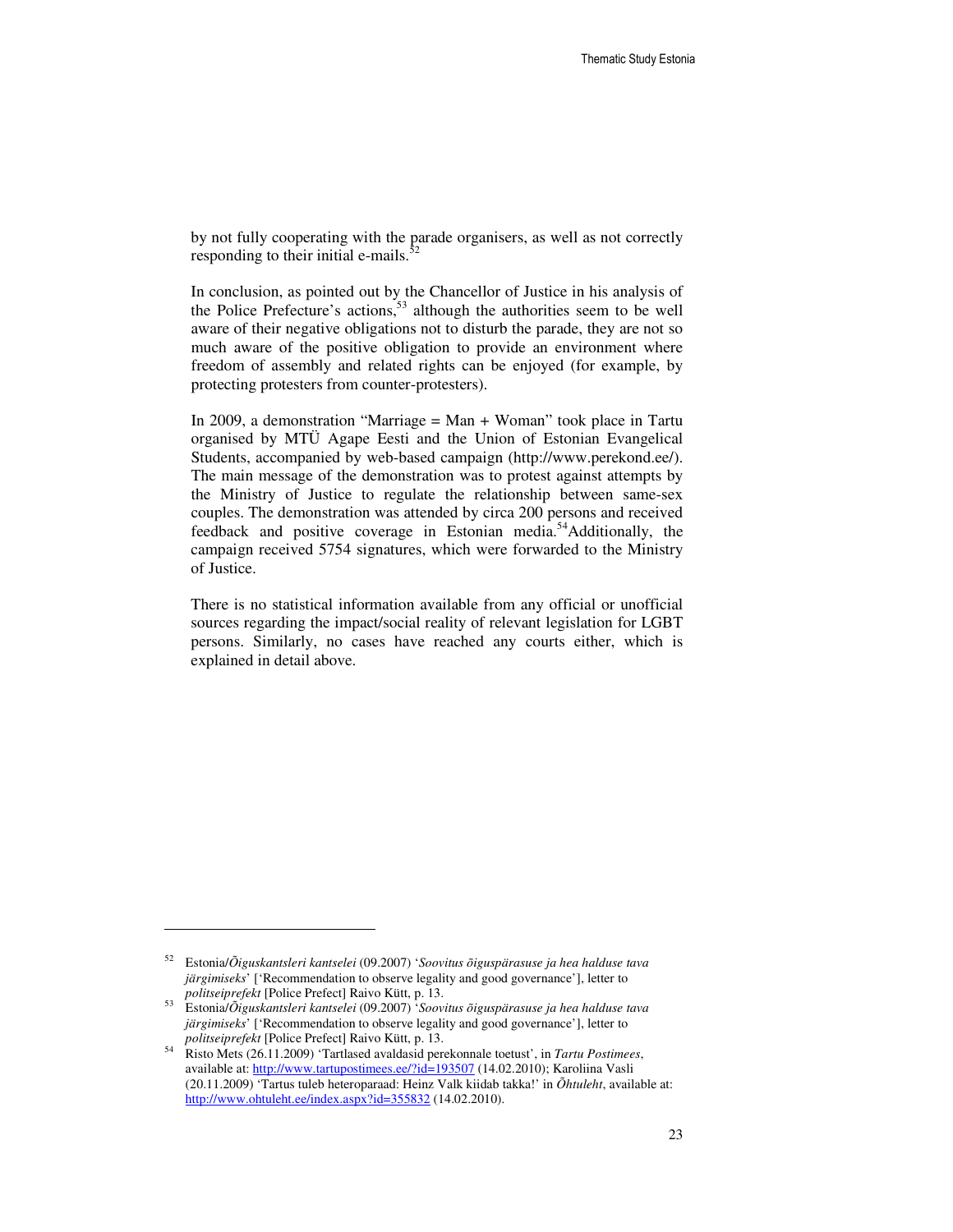by not fully cooperating with the parade organisers, as well as not correctly responding to their initial e-mails.[52]

In conclusion, as pointed out by the Chancellor of Justice in his analysis of the Police Prefecture's actions,[53] although the authorities seem to be well aware of their negative obligations not to disturb the parade, they are not so much aware of the positive obligation to provide an environment where freedom of assembly and related rights can be enjoyed (for example, by protecting protesters from counter-protesters).

In 2009, a demonstration "Marriage = Man + Woman" took place in Tartu organised by MTÜ Agape Eesti and the Union of Estonian Evangelical Students, accompanied by web-based campaign (http://www.perekond.ee/). The main message of the demonstration was to protest against attempts by the Ministry of Justice to regulate the relationship between same-sex couples. The demonstration was attended by circa 200 persons and received feedback and positive coverage in Estonian media.[54]Additionally, the campaign received 5754 signatures, which were forwarded to the Ministry of Justice.

There is no statistical information available from any official or unofficial sources regarding the impact/social reality of relevant legislation for LGBT persons. Similarly, no cases have reached any courts either, which is explained in detail above.

---

[52] Estonia/*Õiguskantsleri kantselei* (09.2007) '*Soovitus õiguspärasuse ja hea halduse tava järgimiseks*' ['Recommendation to observe legality and good governance'], letter to *politseiprefekt* [Police Prefect] Raivo Kütt, p. 13.

[53] Estonia/*Õiguskantsleri kantselei* (09.2007) '*Soovitus õiguspärasuse ja hea halduse tava järgimiseks*' ['Recommendation to observe legality and good governance'], letter to *politseiprefekt* [Police Prefect] Raivo Kütt, p. 13.

[54] Risto Mets (26.11.2009) 'Tartlased avaldasid perekonnale toetust', in *Tartu Postimees*, available at: http://www.tartupostimees.ee/?id=193507 (14.02.2010); Karoliina Vasli (20.11.2009) 'Tartus tuleb heteroparaad: Heinz Valk kiidab takka!' in *Õhtuleht*, available at: http://www.ohtuleht.ee/index.aspx?id=355832 (14.02.2010).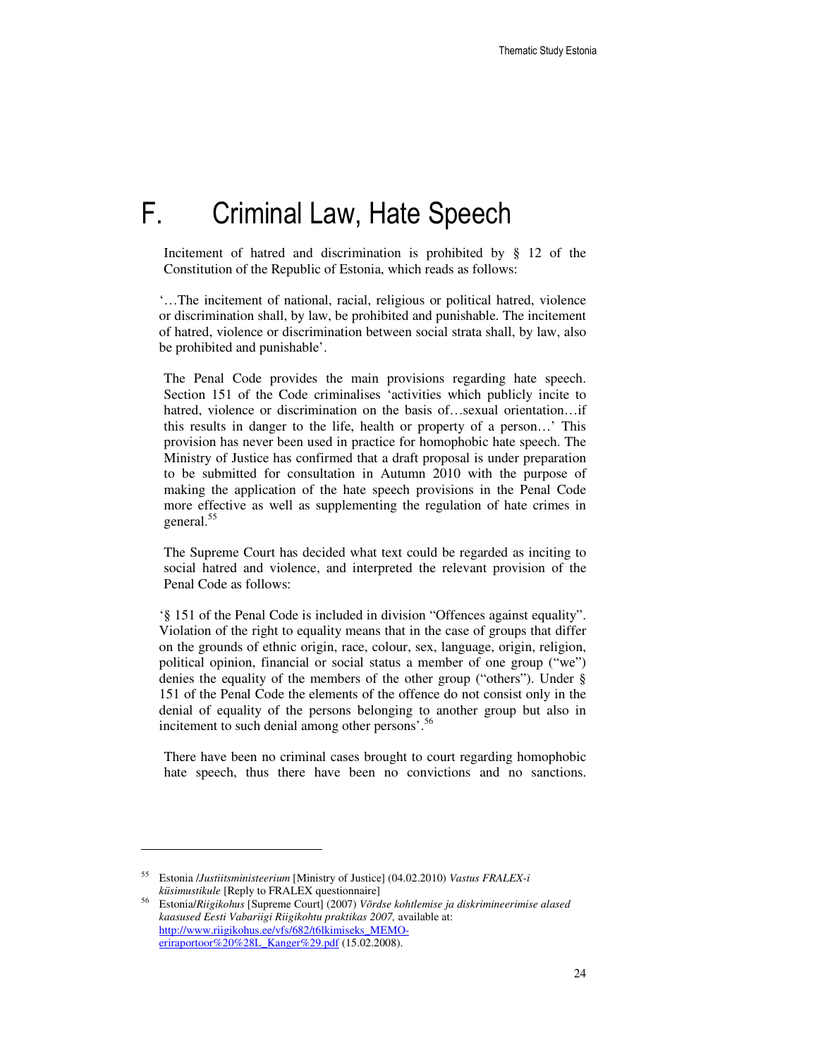# F. Criminal Law, Hate Speech

Incitement of hatred and discrimination is prohibited by § 12 of the Constitution of the Republic of Estonia, which reads as follows:

'…The incitement of national, racial, religious or political hatred, violence or discrimination shall, by law, be prohibited and punishable. The incitement of hatred, violence or discrimination between social strata shall, by law, also be prohibited and punishable'.

The Penal Code provides the main provisions regarding hate speech. Section 151 of the Code criminalises 'activities which publicly incite to hatred, violence or discrimination on the basis of…sexual orientation…if this results in danger to the life, health or property of a person…' This provision has never been used in practice for homophobic hate speech. The Ministry of Justice has confirmed that a draft proposal is under preparation to be submitted for consultation in Autumn 2010 with the purpose of making the application of the hate speech provisions in the Penal Code more effective as well as supplementing the regulation of hate crimes in general.[55]

The Supreme Court has decided what text could be regarded as inciting to social hatred and violence, and interpreted the relevant provision of the Penal Code as follows:

'§ 151 of the Penal Code is included in division "Offences against equality". Violation of the right to equality means that in the case of groups that differ on the grounds of ethnic origin, race, colour, sex, language, origin, religion, political opinion, financial or social status a member of one group ("we") denies the equality of the members of the other group ("others"). Under § 151 of the Penal Code the elements of the offence do not consist only in the denial of equality of the persons belonging to another group but also in incitement to such denial among other persons'.[56]

There have been no criminal cases brought to court regarding homophobic hate speech, thus there have been no convictions and no sanctions.

---

[55] Estonia /*Justiitsministeerium* [Ministry of Justice] (04.02.2010) *Vastus FRALEX-i küsimustikule* [Reply to FRALEX questionnaire]

[56] Estonia/*Riigikohus* [Supreme Court] (2007) *Võrdse kohtlemise ja diskrimineerimise alased kaasused Eesti Vabariigi Riigikohtu praktikas 2007,* available at: http://www.riigikohus.ee/vfs/682/t6lkimiseks_MEMO-eriraportoor%20%28L_Kanger%29.pdf (15.02.2008).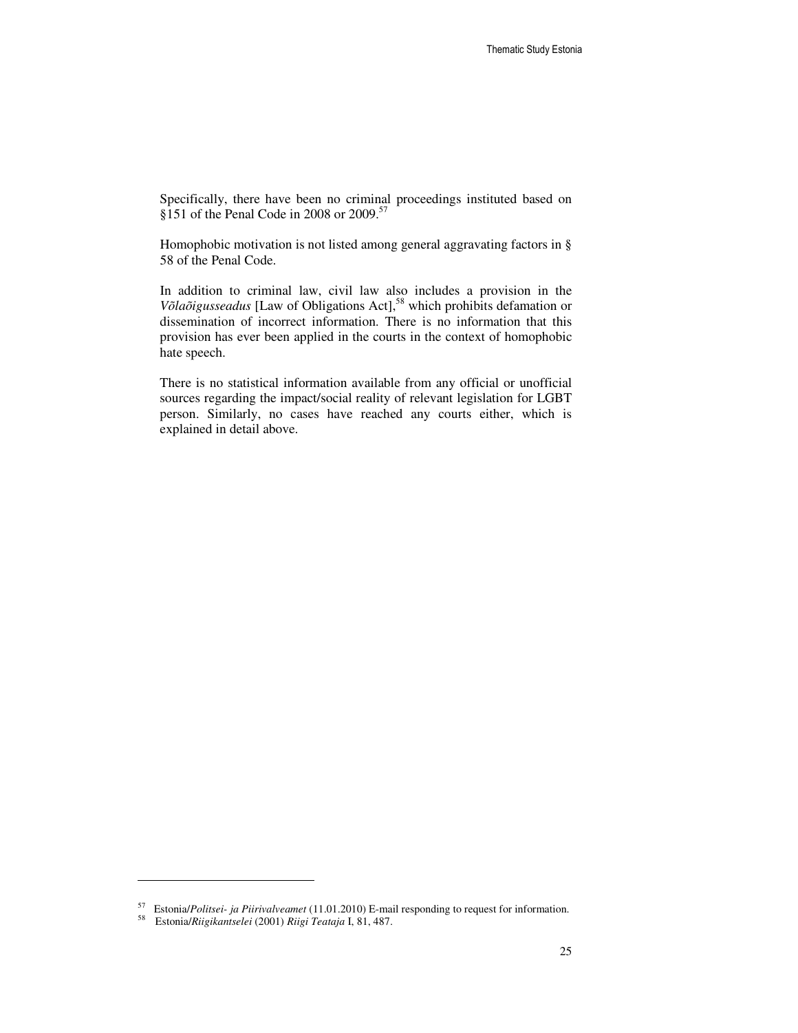Specifically, there have been no criminal proceedings instituted based on §151 of the Penal Code in 2008 or 2009.[57]

Homophobic motivation is not listed among general aggravating factors in § 58 of the Penal Code.

In addition to criminal law, civil law also includes a provision in the *Võlaõigusseadus* [Law of Obligations Act],[58] which prohibits defamation or dissemination of incorrect information. There is no information that this provision has ever been applied in the courts in the context of homophobic hate speech.

There is no statistical information available from any official or unofficial sources regarding the impact/social reality of relevant legislation for LGBT person. Similarly, no cases have reached any courts either, which is explained in detail above.

---

[57] Estonia/*Politsei- ja Piirivalveamet* (11.01.2010) E-mail responding to request for information.

[58] Estonia/*Riigikantselei* (2001) *Riigi Teataja* I, 81, 487.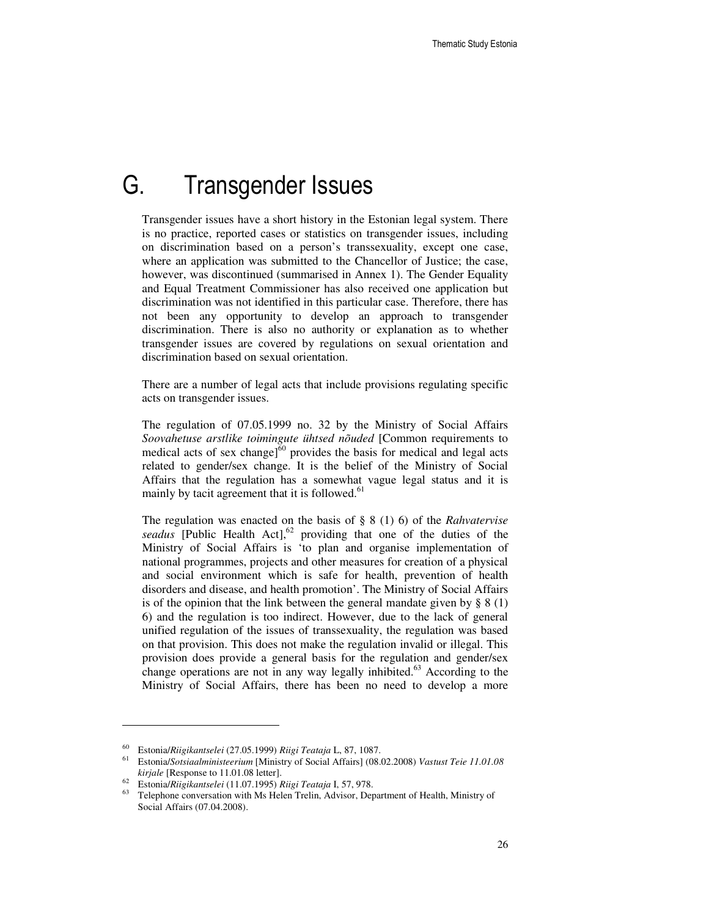# G. Transgender Issues

Transgender issues have a short history in the Estonian legal system. There is no practice, reported cases or statistics on transgender issues, including on discrimination based on a person's transsexuality, except one case, where an application was submitted to the Chancellor of Justice; the case, however, was discontinued (summarised in Annex 1). The Gender Equality and Equal Treatment Commissioner has also received one application but discrimination was not identified in this particular case. Therefore, there has not been any opportunity to develop an approach to transgender discrimination. There is also no authority or explanation as to whether transgender issues are covered by regulations on sexual orientation and discrimination based on sexual orientation.

There are a number of legal acts that include provisions regulating specific acts on transgender issues.

The regulation of 07.05.1999 no. 32 by the Ministry of Social Affairs *Soovahetuse arstlike toimingute ühtsed nõuded* [Common requirements to medical acts of sex change][60] provides the basis for medical and legal acts related to gender/sex change. It is the belief of the Ministry of Social Affairs that the regulation has a somewhat vague legal status and it is mainly by tacit agreement that it is followed.[61]

The regulation was enacted on the basis of § 8 (1) 6) of the *Rahvatervise seadus* [Public Health Act],[62] providing that one of the duties of the Ministry of Social Affairs is 'to plan and organise implementation of national programmes, projects and other measures for creation of a physical and social environment which is safe for health, prevention of health disorders and disease, and health promotion'. The Ministry of Social Affairs is of the opinion that the link between the general mandate given by § 8 (1) 6) and the regulation is too indirect. However, due to the lack of general unified regulation of the issues of transsexuality, the regulation was based on that provision. This does not make the regulation invalid or illegal. This provision does provide a general basis for the regulation and gender/sex change operations are not in any way legally inhibited.[63] According to the Ministry of Social Affairs, there has been no need to develop a more

---

[60] Estonia/*Riigikantselei* (27.05.1999) *Riigi Teataja* L, 87, 1087.

[61] Estonia/*Sotsiaalministeerium* [Ministry of Social Affairs] (08.02.2008) *Vastust Teie 11.01.08 kirjale* [Response to 11.01.08 letter].

[62] Estonia/*Riigikantselei* (11.07.1995) *Riigi Teataja* I, 57, 978.

[63] Telephone conversation with Ms Helen Trelin, Advisor, Department of Health, Ministry of Social Affairs (07.04.2008).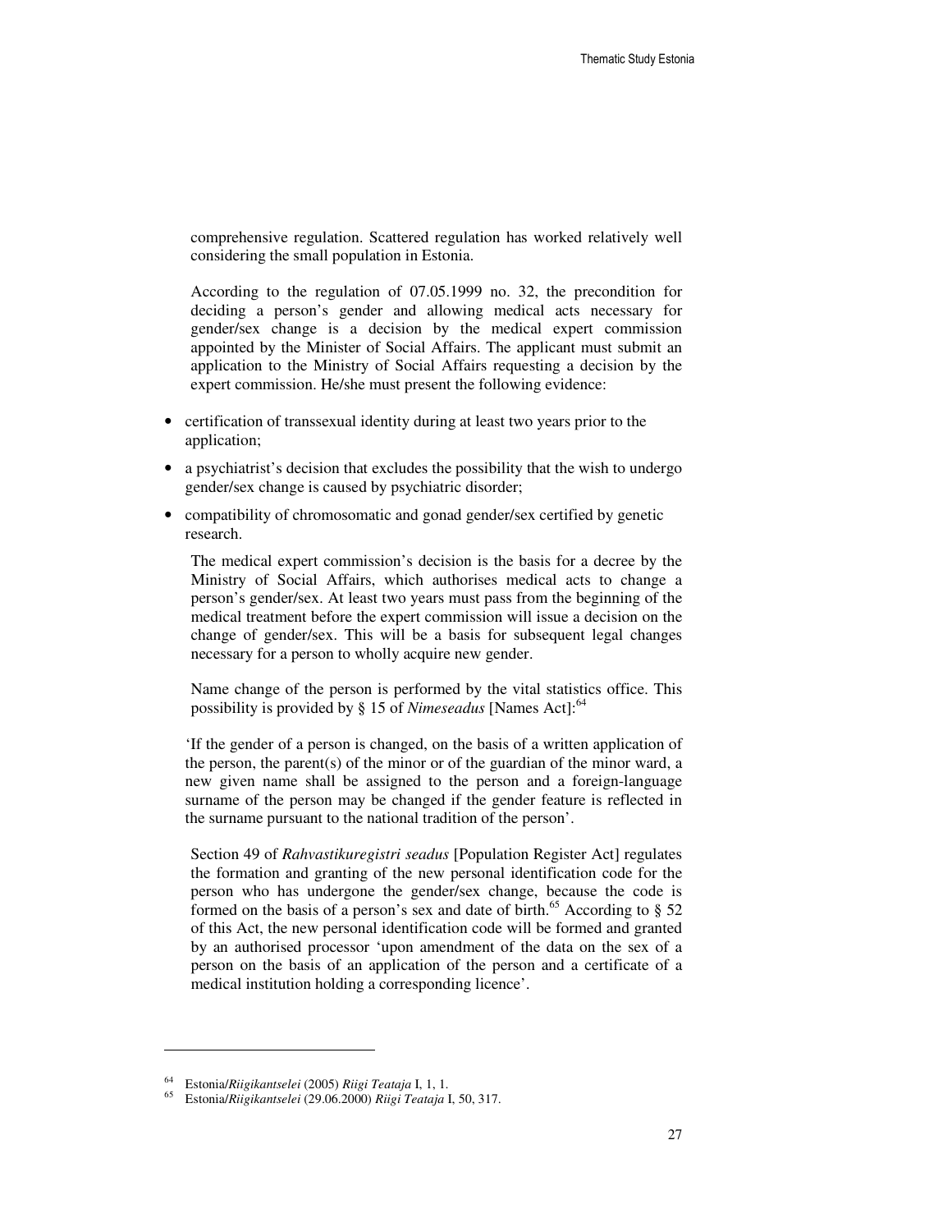comprehensive regulation. Scattered regulation has worked relatively well considering the small population in Estonia.

According to the regulation of 07.05.1999 no. 32, the precondition for deciding a person's gender and allowing medical acts necessary for gender/sex change is a decision by the medical expert commission appointed by the Minister of Social Affairs. The applicant must submit an application to the Ministry of Social Affairs requesting a decision by the expert commission. He/she must present the following evidence:

- certification of transsexual identity during at least two years prior to the application;
- a psychiatrist's decision that excludes the possibility that the wish to undergo gender/sex change is caused by psychiatric disorder;
- compatibility of chromosomatic and gonad gender/sex certified by genetic research.

The medical expert commission's decision is the basis for a decree by the Ministry of Social Affairs, which authorises medical acts to change a person's gender/sex. At least two years must pass from the beginning of the medical treatment before the expert commission will issue a decision on the change of gender/sex. This will be a basis for subsequent legal changes necessary for a person to wholly acquire new gender.

Name change of the person is performed by the vital statistics office. This possibility is provided by § 15 of *Nimeseadus* [Names Act]:[64]

'If the gender of a person is changed, on the basis of a written application of the person, the parent(s) of the minor or of the guardian of the minor ward, a new given name shall be assigned to the person and a foreign-language surname of the person may be changed if the gender feature is reflected in the surname pursuant to the national tradition of the person'.

Section 49 of *Rahvastikuregistri seadus* [Population Register Act] regulates the formation and granting of the new personal identification code for the person who has undergone the gender/sex change, because the code is formed on the basis of a person's sex and date of birth.[65] According to § 52 of this Act, the new personal identification code will be formed and granted by an authorised processor 'upon amendment of the data on the sex of a person on the basis of an application of the person and a certificate of a medical institution holding a corresponding licence'.

---

[64] Estonia/*Riigikantselei* (2005) *Riigi Teataja* I, 1, 1.

[65] Estonia/*Riigikantselei* (29.06.2000) *Riigi Teataja* I, 50, 317.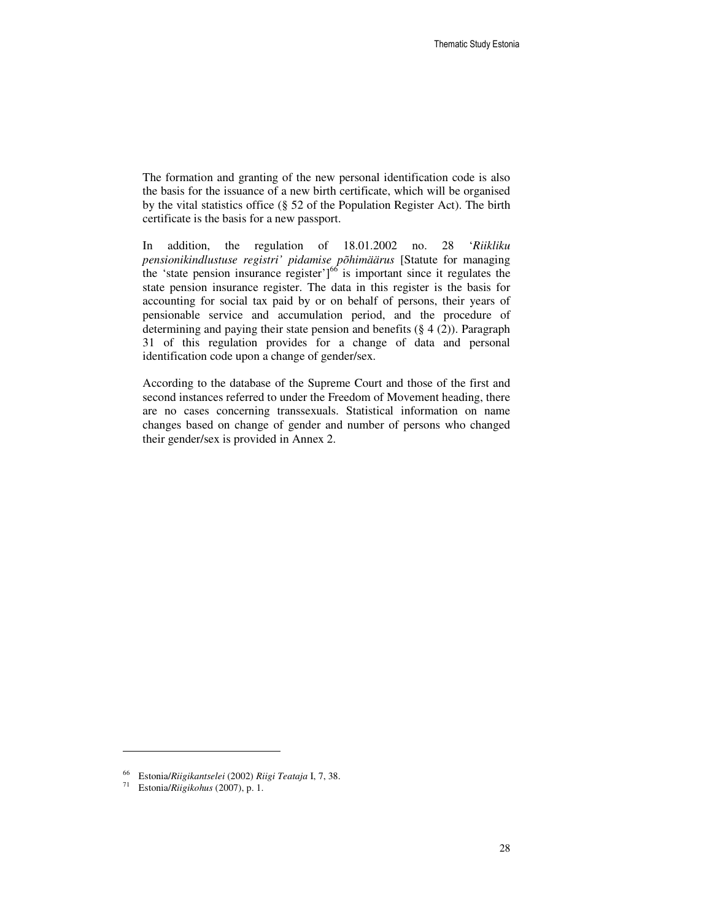The formation and granting of the new personal identification code is also the basis for the issuance of a new birth certificate, which will be organised by the vital statistics office (§ 52 of the Population Register Act). The birth certificate is the basis for a new passport.

In addition, the regulation of 18.01.2002 no. 28 '*Riikliku pensionikindlustuse registri' pidamise põhimäärus* [Statute for managing the 'state pension insurance register'][66] is important since it regulates the state pension insurance register. The data in this register is the basis for accounting for social tax paid by or on behalf of persons, their years of pensionable service and accumulation period, and the procedure of determining and paying their state pension and benefits (§ 4 (2)). Paragraph 31 of this regulation provides for a change of data and personal identification code upon a change of gender/sex.

According to the database of the Supreme Court and those of the first and second instances referred to under the Freedom of Movement heading, there are no cases concerning transsexuals. Statistical information on name changes based on change of gender and number of persons who changed their gender/sex is provided in Annex 2.

---

[66] Estonia/*Riigikantselei* (2002) *Riigi Teataja* I, 7, 38.

[71] Estonia/*Riigikohus* (2007), p. 1.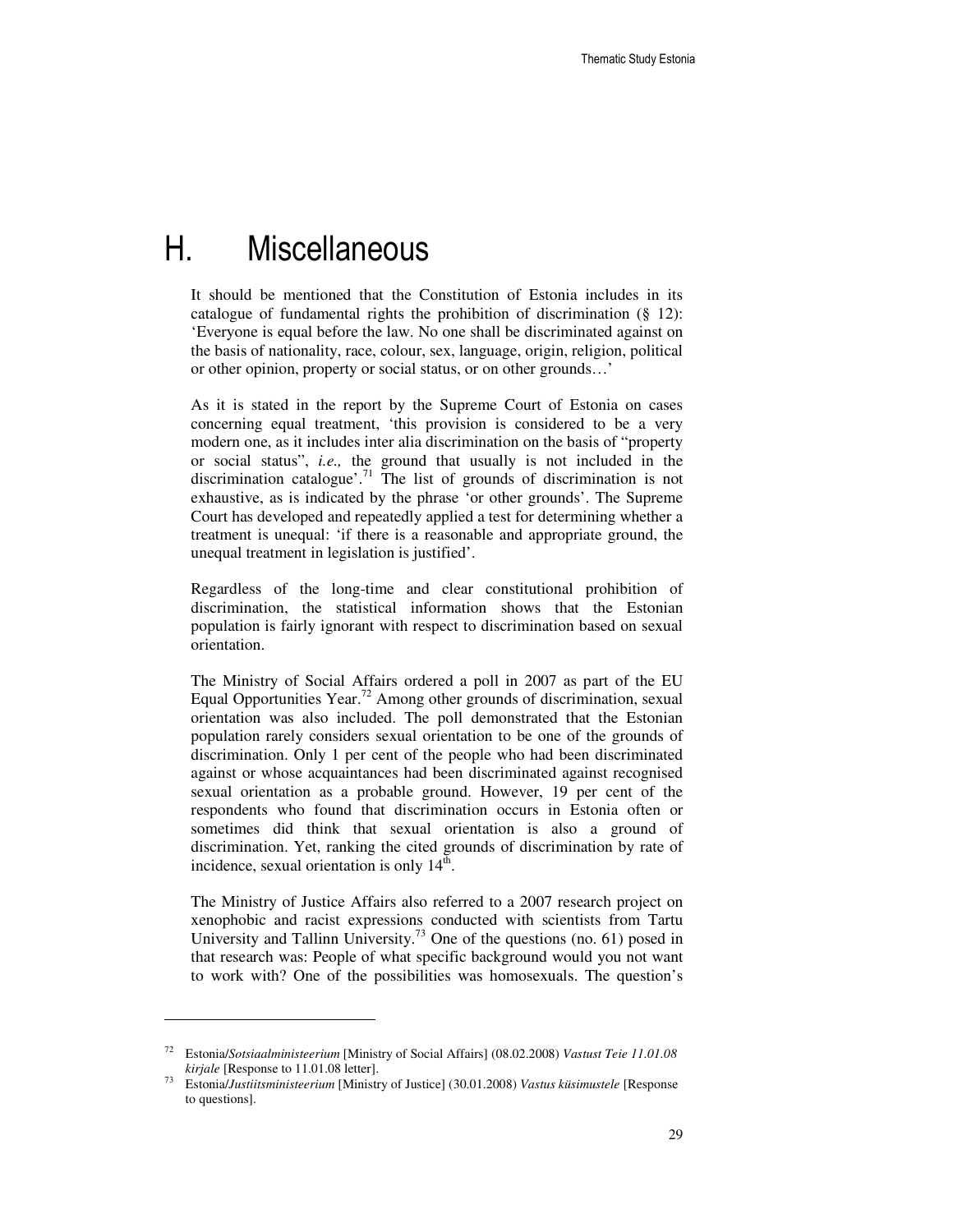# H. Miscellaneous

It should be mentioned that the Constitution of Estonia includes in its catalogue of fundamental rights the prohibition of discrimination (§ 12): 'Everyone is equal before the law. No one shall be discriminated against on the basis of nationality, race, colour, sex, language, origin, religion, political or other opinion, property or social status, or on other grounds…'

As it is stated in the report by the Supreme Court of Estonia on cases concerning equal treatment, 'this provision is considered to be a very modern one, as it includes inter alia discrimination on the basis of "property or social status", *i.e.,* the ground that usually is not included in the discrimination catalogue'.[71] The list of grounds of discrimination is not exhaustive, as is indicated by the phrase 'or other grounds'. The Supreme Court has developed and repeatedly applied a test for determining whether a treatment is unequal: 'if there is a reasonable and appropriate ground, the unequal treatment in legislation is justified'.

Regardless of the long-time and clear constitutional prohibition of discrimination, the statistical information shows that the Estonian population is fairly ignorant with respect to discrimination based on sexual orientation.

The Ministry of Social Affairs ordered a poll in 2007 as part of the EU Equal Opportunities Year.[72] Among other grounds of discrimination, sexual orientation was also included. The poll demonstrated that the Estonian population rarely considers sexual orientation to be one of the grounds of discrimination. Only 1 per cent of the people who had been discriminated against or whose acquaintances had been discriminated against recognised sexual orientation as a probable ground. However, 19 per cent of the respondents who found that discrimination occurs in Estonia often or sometimes did think that sexual orientation is also a ground of discrimination. Yet, ranking the cited grounds of discrimination by rate of incidence, sexual orientation is only 14th.

The Ministry of Justice Affairs also referred to a 2007 research project on xenophobic and racist expressions conducted with scientists from Tartu University and Tallinn University.[73] One of the questions (no. 61) posed in that research was: People of what specific background would you not want to work with? One of the possibilities was homosexuals. The question's

---

[72] Estonia/*Sotsiaalministeerium* [Ministry of Social Affairs] (08.02.2008) *Vastust Teie 11.01.08 kirjale* [Response to 11.01.08 letter].

[73] Estonia/*Justiitsministeerium* [Ministry of Justice] (30.01.2008) *Vastus küsimustele* [Response to questions].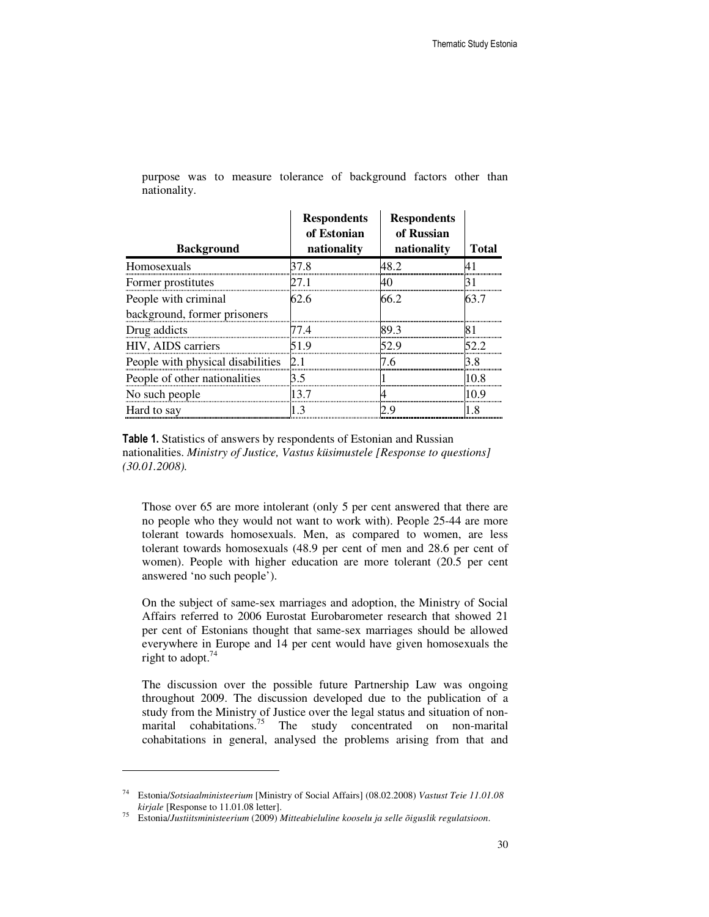purpose was to measure tolerance of background factors other than nationality.

| Background | Respondents of Estonian nationality | Respondents of Russian nationality | Total |
|---|---|---|---|
| Homosexuals | 37.8 | 48.2 | 41 |
| Former prostitutes | 27.1 | 40 | 31 |
| People with criminal background, former prisoners | 62.6 | 66.2 | 63.7 |
| Drug addicts | 77.4 | 89.3 | 81 |
| HIV, AIDS carriers | 51.9 | 52.9 | 52.2 |
| People with physical disabilities | 2.1 | 7.6 | 3.8 |
| People of other nationalities | 3.5 | 1 | 10.8 |
| No such people | 13.7 | 4 | 10.9 |
| Hard to say | 1.3 | 2.9 | 1.8 |

**Table 1.** Statistics of answers by respondents of Estonian and Russian nationalities. *Ministry of Justice, Vastus küsimustele [Response to questions] (30.01.2008).*

Those over 65 are more intolerant (only 5 per cent answered that there are no people who they would not want to work with). People 25-44 are more tolerant towards homosexuals. Men, as compared to women, are less tolerant towards homosexuals (48.9 per cent of men and 28.6 per cent of women). People with higher education are more tolerant (20.5 per cent answered 'no such people').

On the subject of same-sex marriages and adoption, the Ministry of Social Affairs referred to 2006 Eurostat Eurobarometer research that showed 21 per cent of Estonians thought that same-sex marriages should be allowed everywhere in Europe and 14 per cent would have given homosexuals the right to adopt.[74]

The discussion over the possible future Partnership Law was ongoing throughout 2009. The discussion developed due to the publication of a study from the Ministry of Justice over the legal status and situation of non-marital cohabitations.[75] The study concentrated on non-marital cohabitations in general, analysed the problems arising from that and

---

[74] Estonia/*Sotsiaalministeerium* [Ministry of Social Affairs] (08.02.2008) *Vastust Teie 11.01.08 kirjale* [Response to 11.01.08 letter].

[75] Estonia/*Justiitsministeerium* (2009) *Mitteabieluline kooselu ja selle õiguslik regulatsioon*.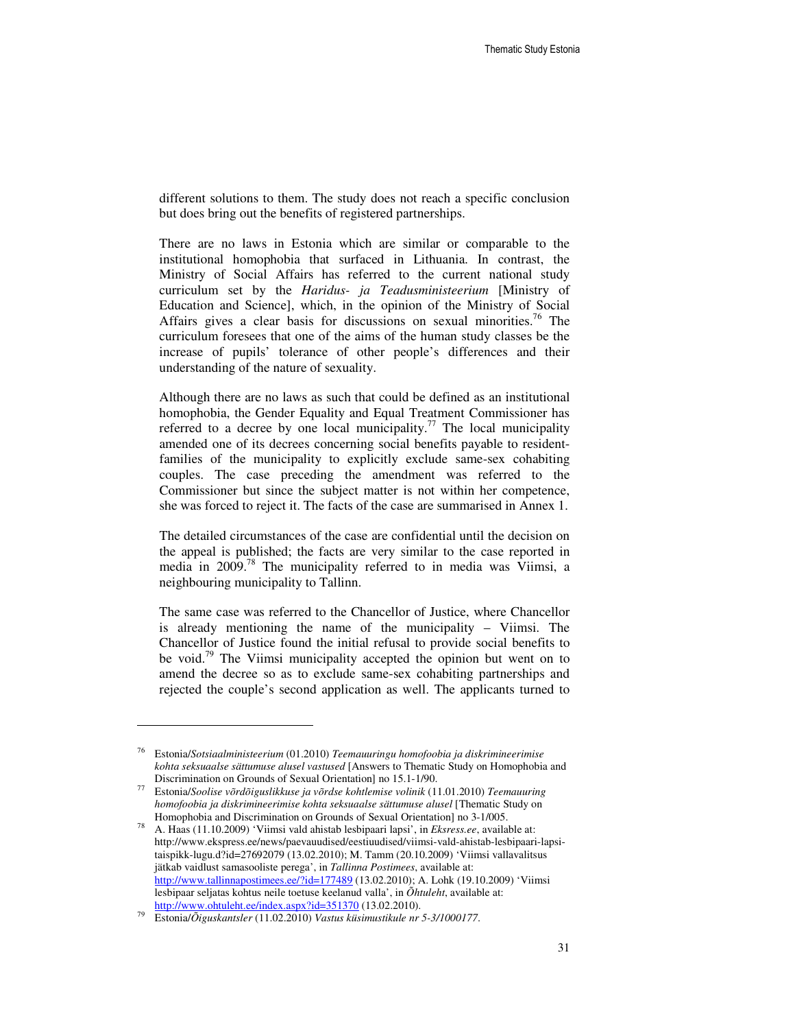different solutions to them. The study does not reach a specific conclusion but does bring out the benefits of registered partnerships.

There are no laws in Estonia which are similar or comparable to the institutional homophobia that surfaced in Lithuania. In contrast, the Ministry of Social Affairs has referred to the current national study curriculum set by the *Haridus- ja Teadusministeerium* [Ministry of Education and Science], which, in the opinion of the Ministry of Social Affairs gives a clear basis for discussions on sexual minorities.[76] The curriculum foresees that one of the aims of the human study classes be the increase of pupils' tolerance of other people's differences and their understanding of the nature of sexuality.

Although there are no laws as such that could be defined as an institutional homophobia, the Gender Equality and Equal Treatment Commissioner has referred to a decree by one local municipality.[77] The local municipality amended one of its decrees concerning social benefits payable to resident-families of the municipality to explicitly exclude same-sex cohabiting couples. The case preceding the amendment was referred to the Commissioner but since the subject matter is not within her competence, she was forced to reject it. The facts of the case are summarised in Annex 1.

The detailed circumstances of the case are confidential until the decision on the appeal is published; the facts are very similar to the case reported in media in 2009.[78] The municipality referred to in media was Viimsi, a neighbouring municipality to Tallinn.

The same case was referred to the Chancellor of Justice, where Chancellor is already mentioning the name of the municipality – Viimsi. The Chancellor of Justice found the initial refusal to provide social benefits to be void.[79] The Viimsi municipality accepted the opinion but went on to amend the decree so as to exclude same-sex cohabiting partnerships and rejected the couple's second application as well. The applicants turned to

---

[76] Estonia/*Sotsiaalministeerium* (01.2010) *Teemauuringu homofoobia ja diskrimineerimise kohta seksuaalse sättumuse alusel vastused* [Answers to Thematic Study on Homophobia and Discrimination on Grounds of Sexual Orientation] no 15.1-1/90.

[77] Estonia/*Soolise võrdõiguslikkuse ja võrdse kohtlemise volinik* (11.01.2010) *Teemauuring homofoobia ja diskrimineerimise kohta seksuaalse sättumuse alusel* [Thematic Study on Homophobia and Discrimination on Grounds of Sexual Orientation] no 3-1/005.

[78] A. Haas (11.10.2009) 'Viimsi vald ahistab lesbipaari lapsi', in *Eksress.ee*, available at: http://www.ekspress.ee/news/paevauudised/eestiuudised/viimsi-vald-ahistab-lesbipaari-lapsi-taispikk-lugu.d?id=27692079 (13.02.2010); M. Tamm (20.10.2009) 'Viimsi vallavalitsus jätkab vaidlust samasooliste perega', in *Tallinna Postimees*, available at: http://www.tallinnapostimees.ee/?id=177489 (13.02.2010); A. Lohk (19.10.2009) 'Viimsi lesbipaar seljatas kohtus neile toetuse keelanud valla', in *Õhtuleht*, available at: http://www.ohtuleht.ee/index.aspx?id=351370 (13.02.2010).

[79] Estonia/*Õiguskantsler* (11.02.2010) *Vastus küsimustikule nr 5-3/1000177*.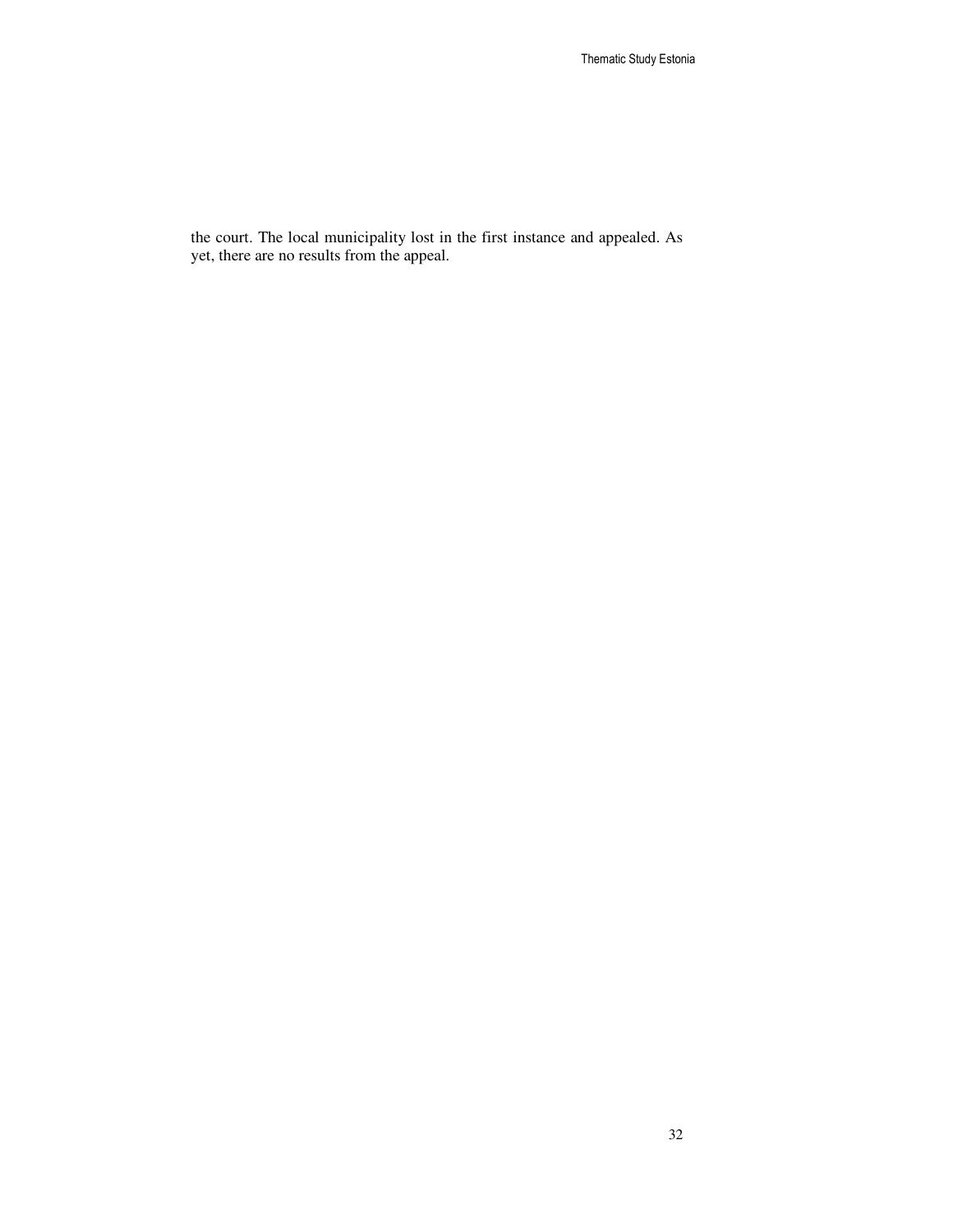the court. The local municipality lost in the first instance and appealed. As yet, there are no results from the appeal.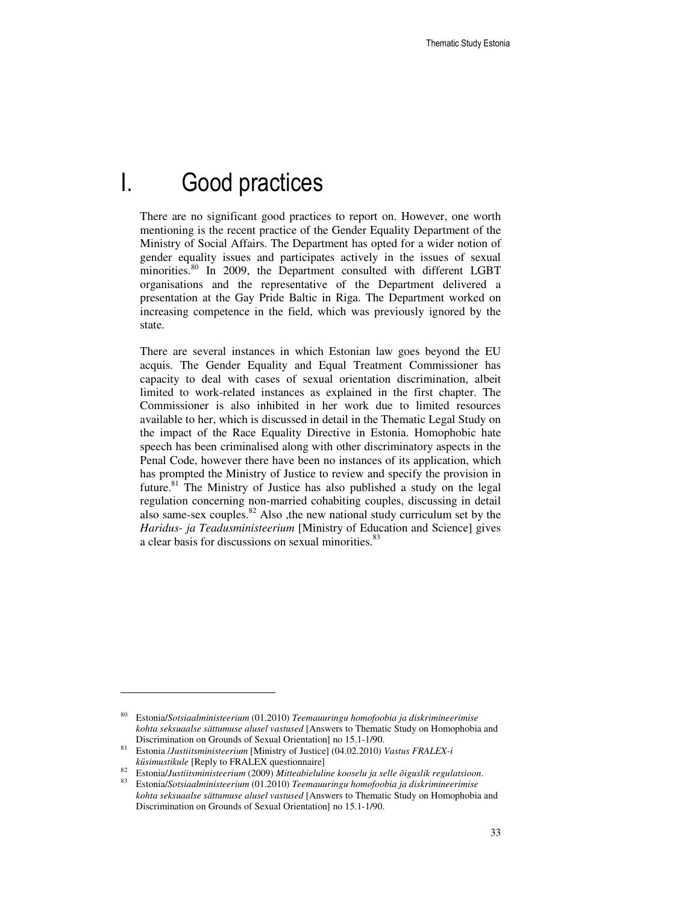# I. Good practices

There are no significant good practices to report on. However, one worth mentioning is the recent practice of the Gender Equality Department of the Ministry of Social Affairs. The Department has opted for a wider notion of gender equality issues and participates actively in the issues of sexual minorities.[80] In 2009, the Department consulted with different LGBT organisations and the representative of the Department delivered a presentation at the Gay Pride Baltic in Riga. The Department worked on increasing competence in the field, which was previously ignored by the state.

There are several instances in which Estonian law goes beyond the EU acquis. The Gender Equality and Equal Treatment Commissioner has capacity to deal with cases of sexual orientation discrimination, albeit limited to work-related instances as explained in the first chapter. The Commissioner is also inhibited in her work due to limited resources available to her, which is discussed in detail in the Thematic Legal Study on the impact of the Race Equality Directive in Estonia. Homophobic hate speech has been criminalised along with other discriminatory aspects in the Penal Code, however there have been no instances of its application, which has prompted the Ministry of Justice to review and specify the provision in future.[81] The Ministry of Justice has also published a study on the legal regulation concerning non-married cohabiting couples, discussing in detail also same-sex couples.[82] Also ,the new national study curriculum set by the *Haridus- ja Teadusministeerium* [Ministry of Education and Science] gives a clear basis for discussions on sexual minorities.[83]

---

[80] Estonia/*Sotsiaalministeerium* (01.2010) *Teemauuringu homofoobia ja diskrimineerimise kohta seksuaalse sättumuse alusel vastused* [Answers to Thematic Study on Homophobia and Discrimination on Grounds of Sexual Orientation] no 15.1-1/90.

[81] Estonia /*Justiitsministeerium* [Ministry of Justice] (04.02.2010) *Vastus FRALEX-i küsimustikule* [Reply to FRALEX questionnaire]

[82] Estonia/*Justiitsministeerium* (2009) *Mitteabieluline kooselu ja selle õiguslik regulatsioon*.

[83] Estonia/*Sotsiaalministeerium* (01.2010) *Teemauuringu homofoobia ja diskrimineerimise kohta seksuaalse sättumuse alusel vastused* [Answers to Thematic Study on Homophobia and Discrimination on Grounds of Sexual Orientation] no 15.1-1/90.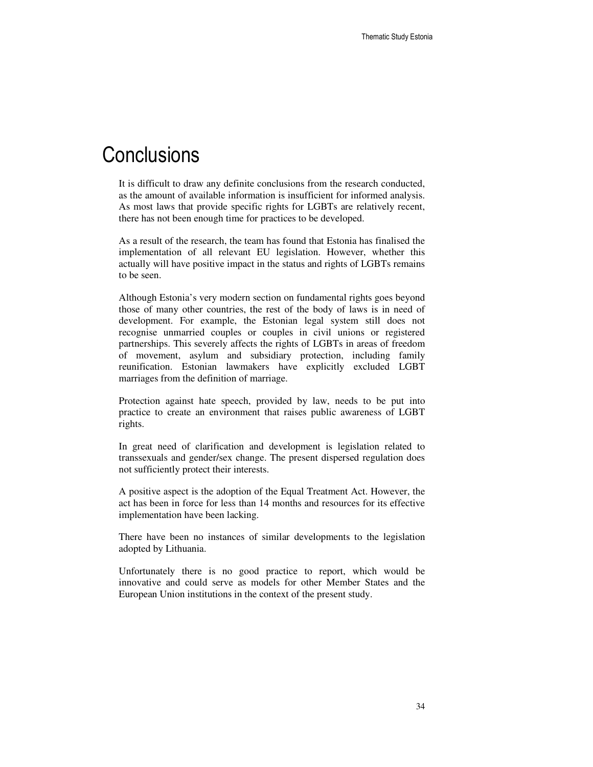# Conclusions

It is difficult to draw any definite conclusions from the research conducted, as the amount of available information is insufficient for informed analysis. As most laws that provide specific rights for LGBTs are relatively recent, there has not been enough time for practices to be developed.

As a result of the research, the team has found that Estonia has finalised the implementation of all relevant EU legislation. However, whether this actually will have positive impact in the status and rights of LGBTs remains to be seen.

Although Estonia's very modern section on fundamental rights goes beyond those of many other countries, the rest of the body of laws is in need of development. For example, the Estonian legal system still does not recognise unmarried couples or couples in civil unions or registered partnerships. This severely affects the rights of LGBTs in areas of freedom of movement, asylum and subsidiary protection, including family reunification. Estonian lawmakers have explicitly excluded LGBT marriages from the definition of marriage.

Protection against hate speech, provided by law, needs to be put into practice to create an environment that raises public awareness of LGBT rights.

In great need of clarification and development is legislation related to transsexuals and gender/sex change. The present dispersed regulation does not sufficiently protect their interests.

A positive aspect is the adoption of the Equal Treatment Act. However, the act has been in force for less than 14 months and resources for its effective implementation have been lacking.

There have been no instances of similar developments to the legislation adopted by Lithuania.

Unfortunately there is no good practice to report, which would be innovative and could serve as models for other Member States and the European Union institutions in the context of the present study.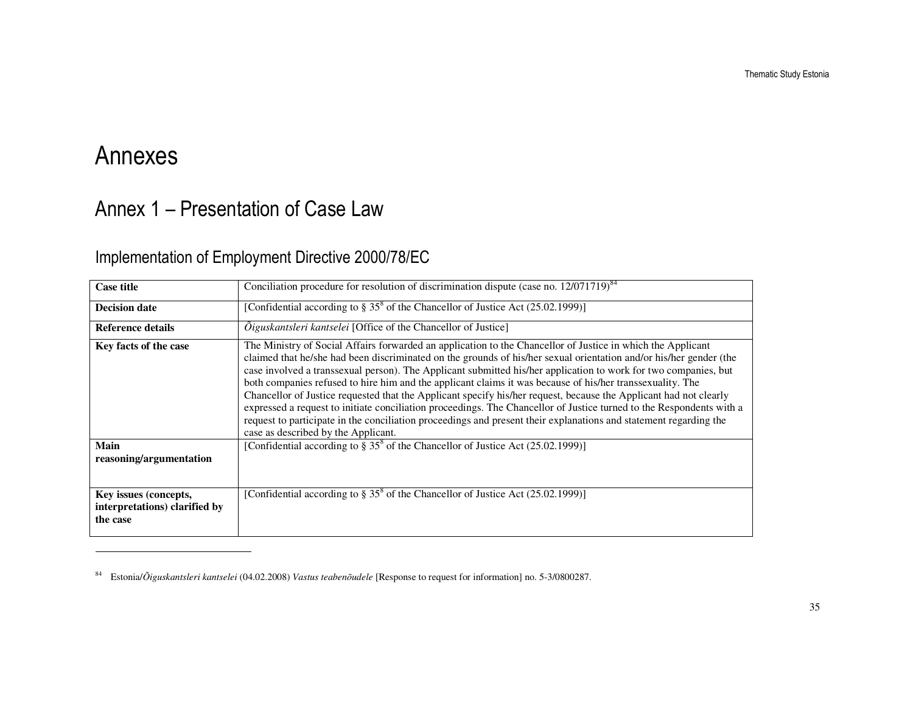# Annexes

## Annex 1 – Presentation of Case Law

### Implementation of Employment Directive 2000/78/EC

| | |
|---|---|
| **Case title** | Conciliation procedure for resolution of discrimination dispute (case no. 12/071719)[84] |
| **Decision date** | [Confidential according to § 35[8] of the Chancellor of Justice Act (25.02.1999)] |
| **Reference details** | *Õiguskantsleri kantselei* [Office of the Chancellor of Justice] |
| **Key facts of the case** | The Ministry of Social Affairs forwarded an application to the Chancellor of Justice in which the Applicant claimed that he/she had been discriminated on the grounds of his/her sexual orientation and/or his/her gender (the case involved a transsexual person). The Applicant submitted his/her application to work for two companies, but both companies refused to hire him and the applicant claims it was because of his/her transsexuality. The Chancellor of Justice requested that the Applicant specify his/her request, because the Applicant had not clearly expressed a request to initiate conciliation proceedings. The Chancellor of Justice turned to the Respondents with a request to participate in the conciliation proceedings and present their explanations and statement regarding the case as described by the Applicant. |
| **Main reasoning/argumentation** | [Confidential according to § 35[8] of the Chancellor of Justice Act (25.02.1999)] |
| **Key issues (concepts, interpretations) clarified by the case** | [Confidential according to § 35[8] of the Chancellor of Justice Act (25.02.1999)] |

---

[84] Estonia/*Õiguskantsleri kantselei* (04.02.2008) *Vastus teabenõudele* [Response to request for information] no. 5-3/0800287.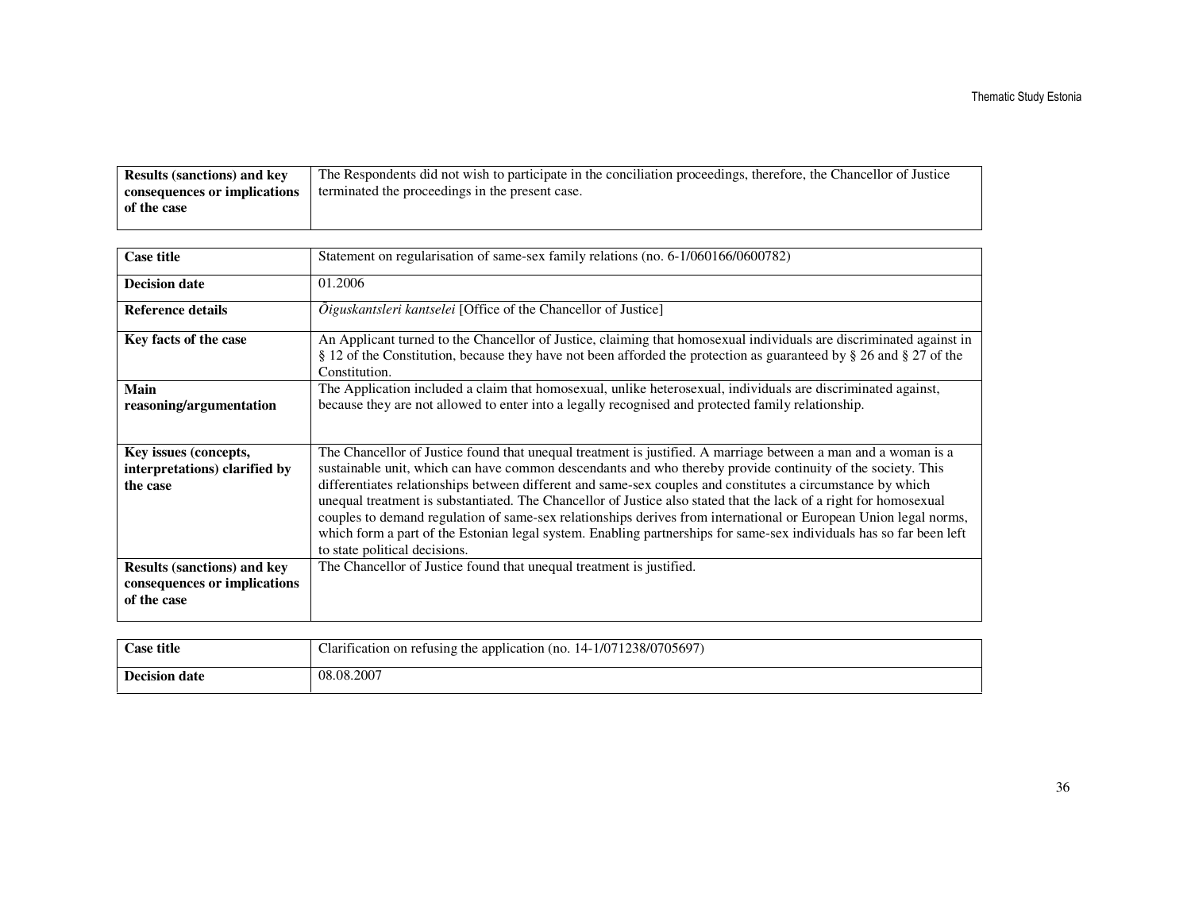| | |
|---|---|
| **Results (sanctions) and key consequences or implications of the case** | The Respondents did not wish to participate in the conciliation proceedings, therefore, the Chancellor of Justice terminated the proceedings in the present case. |

| | |
|---|---|
| **Case title** | Statement on regularisation of same-sex family relations (no. 6-1/060166/0600782) |
| **Decision date** | 01.2006 |
| **Reference details** | *Õiguskantsleri kantselei* [Office of the Chancellor of Justice] |
| **Key facts of the case** | An Applicant turned to the Chancellor of Justice, claiming that homosexual individuals are discriminated against in § 12 of the Constitution, because they have not been afforded the protection as guaranteed by § 26 and § 27 of the Constitution. |
| **Main reasoning/argumentation** | The Application included a claim that homosexual, unlike heterosexual, individuals are discriminated against, because they are not allowed to enter into a legally recognised and protected family relationship. |
| **Key issues (concepts, interpretations) clarified by the case** | The Chancellor of Justice found that unequal treatment is justified. A marriage between a man and a woman is a sustainable unit, which can have common descendants and who thereby provide continuity of the society. This differentiates relationships between different and same-sex couples and constitutes a circumstance by which unequal treatment is substantiated. The Chancellor of Justice also stated that the lack of a right for homosexual couples to demand regulation of same-sex relationships derives from international or European Union legal norms, which form a part of the Estonian legal system. Enabling partnerships for same-sex individuals has so far been left to state political decisions. |
| **Results (sanctions) and key consequences or implications of the case** | The Chancellor of Justice found that unequal treatment is justified. |

| | |
|---|---|
| **Case title** | Clarification on refusing the application (no. 14-1/071238/0705697) |
| **Decision date** | 08.08.2007 |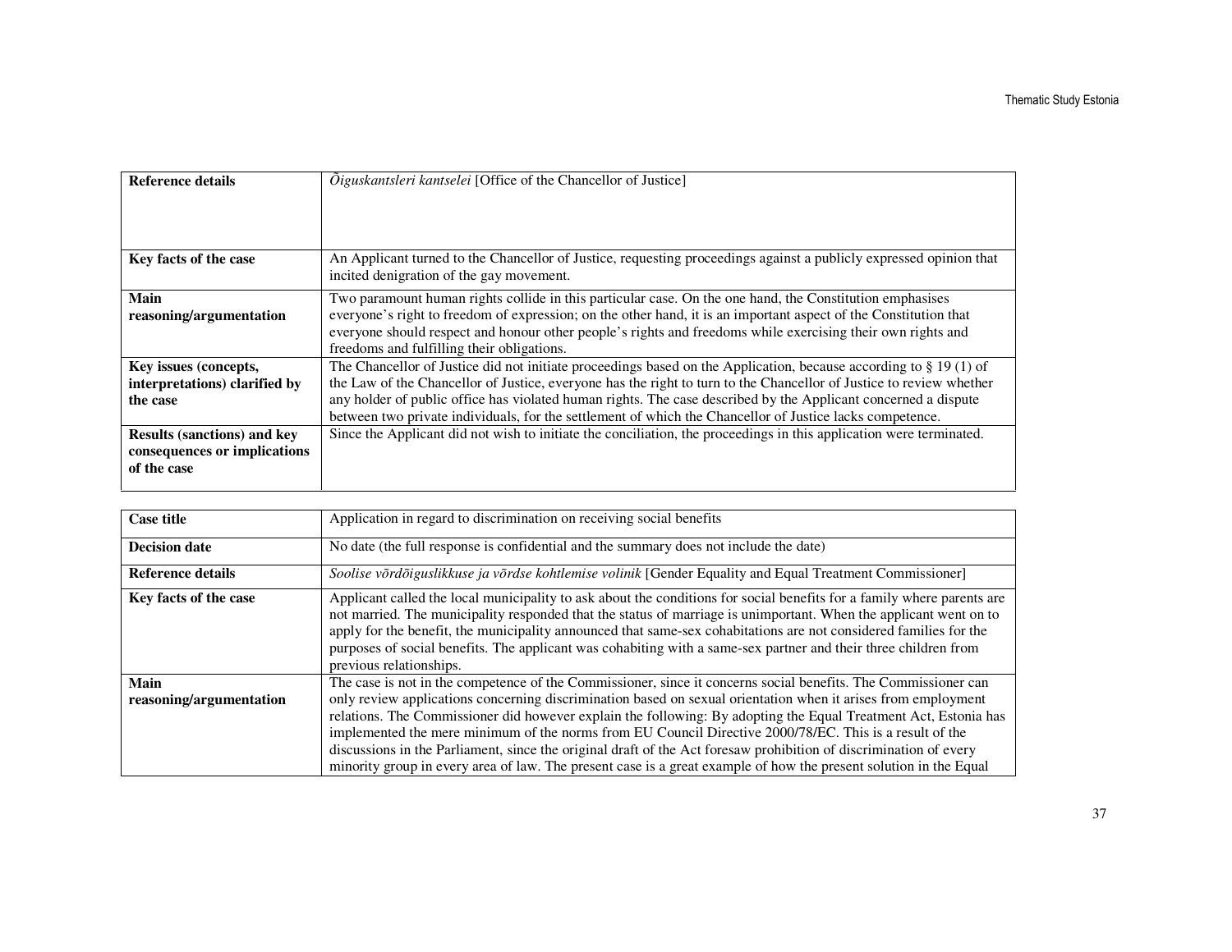| Reference details | *Õiguskantsleri kantselei* [Office of the Chancellor of Justice] |
|---|---|
| Key facts of the case | An Applicant turned to the Chancellor of Justice, requesting proceedings against a publicly expressed opinion that incited denigration of the gay movement. |
| Main reasoning/argumentation | Two paramount human rights collide in this particular case. On the one hand, the Constitution emphasises everyone's right to freedom of expression; on the other hand, it is an important aspect of the Constitution that everyone should respect and honour other people's rights and freedoms while exercising their own rights and freedoms and fulfilling their obligations. |
| Key issues (concepts, interpretations) clarified by the case | The Chancellor of Justice did not initiate proceedings based on the Application, because according to § 19 (1) of the Law of the Chancellor of Justice, everyone has the right to turn to the Chancellor of Justice to review whether any holder of public office has violated human rights. The case described by the Applicant concerned a dispute between two private individuals, for the settlement of which the Chancellor of Justice lacks competence. |
| Results (sanctions) and key consequences or implications of the case | Since the Applicant did not wish to initiate the conciliation, the proceedings in this application were terminated. |

| Case title | Application in regard to discrimination on receiving social benefits |
|---|---|
| Decision date | No date (the full response is confidential and the summary does not include the date) |
| Reference details | *Soolise võrdõiguslikkuse ja võrdse kohtlemise volinik* [Gender Equality and Equal Treatment Commissioner] |
| Key facts of the case | Applicant called the local municipality to ask about the conditions for social benefits for a family where parents are not married. The municipality responded that the status of marriage is unimportant. When the applicant went on to apply for the benefit, the municipality announced that same-sex cohabitations are not considered families for the purposes of social benefits. The applicant was cohabiting with a same-sex partner and their three children from previous relationships. |
| Main reasoning/argumentation | The case is not in the competence of the Commissioner, since it concerns social benefits. The Commissioner can only review applications concerning discrimination based on sexual orientation when it arises from employment relations. The Commissioner did however explain the following: By adopting the Equal Treatment Act, Estonia has implemented the mere minimum of the norms from EU Council Directive 2000/78/EC. This is a result of the discussions in the Parliament, since the original draft of the Act foresaw prohibition of discrimination of every minority group in every area of law. The present case is a great example of how the present solution in the Equal |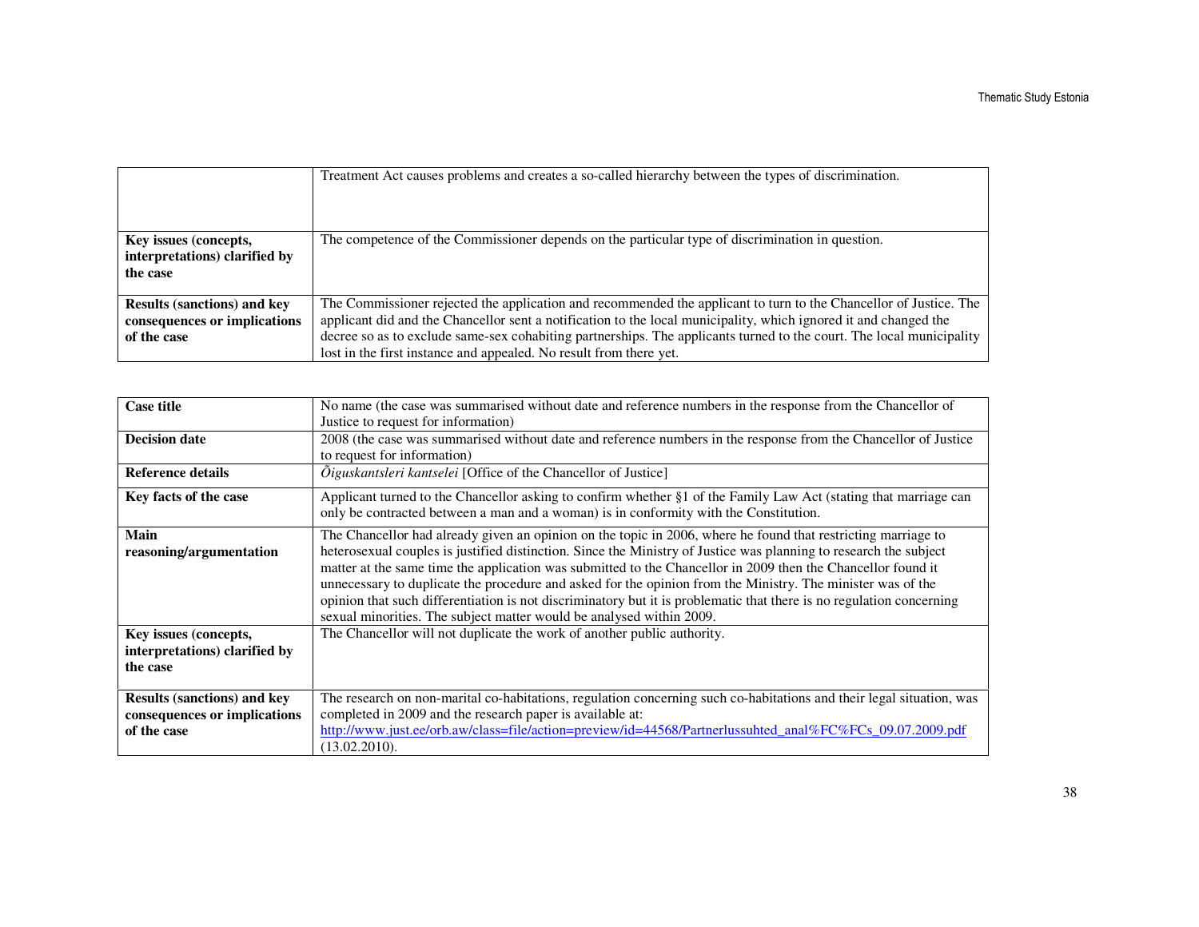| | |
|---|---|
| | Treatment Act causes problems and creates a so-called hierarchy between the types of discrimination. |
| **Key issues (concepts, interpretations) clarified by the case** | The competence of the Commissioner depends on the particular type of discrimination in question. |
| **Results (sanctions) and key consequences or implications of the case** | The Commissioner rejected the application and recommended the applicant to turn to the Chancellor of Justice. The applicant did and the Chancellor sent a notification to the local municipality, which ignored it and changed the decree so as to exclude same-sex cohabiting partnerships. The applicants turned to the court. The local municipality lost in the first instance and appealed. No result from there yet. |

| | |
|---|---|
| **Case title** | No name (the case was summarised without date and reference numbers in the response from the Chancellor of Justice to request for information) |
| **Decision date** | 2008 (the case was summarised without date and reference numbers in the response from the Chancellor of Justice to request for information) |
| **Reference details** | *Õiguskantsleri kantselei* [Office of the Chancellor of Justice] |
| **Key facts of the case** | Applicant turned to the Chancellor asking to confirm whether §1 of the Family Law Act (stating that marriage can only be contracted between a man and a woman) is in conformity with the Constitution. |
| **Main reasoning/argumentation** | The Chancellor had already given an opinion on the topic in 2006, where he found that restricting marriage to heterosexual couples is justified distinction. Since the Ministry of Justice was planning to research the subject matter at the same time the application was submitted to the Chancellor in 2009 then the Chancellor found it unnecessary to duplicate the procedure and asked for the opinion from the Ministry. The minister was of the opinion that such differentiation is not discriminatory but it is problematic that there is no regulation concerning sexual minorities. The subject matter would be analysed within 2009. |
| **Key issues (concepts, interpretations) clarified by the case** | The Chancellor will not duplicate the work of another public authority. |
| **Results (sanctions) and key consequences or implications of the case** | The research on non-marital co-habitations, regulation concerning such co-habitations and their legal situation, was completed in 2009 and the research paper is available at: http://www.just.ee/orb.aw/class=file/action=preview/id=44568/Partnerlussuhted_anal%FC%FCs_09.07.2009.pdf (13.02.2010). |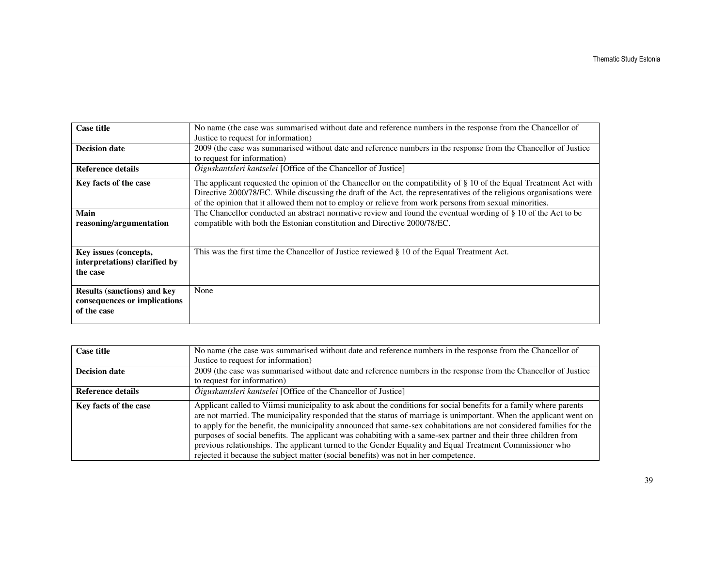| Case title | No name (the case was summarised without date and reference numbers in the response from the Chancellor of Justice to request for information) |
|---|---|
| Decision date | 2009 (the case was summarised without date and reference numbers in the response from the Chancellor of Justice to request for information) |
| Reference details | *Õiguskantsleri kantselei* [Office of the Chancellor of Justice] |
| Key facts of the case | The applicant requested the opinion of the Chancellor on the compatibility of § 10 of the Equal Treatment Act with Directive 2000/78/EC. While discussing the draft of the Act, the representatives of the religious organisations were of the opinion that it allowed them not to employ or relieve from work persons from sexual minorities. |
| Main reasoning/argumentation | The Chancellor conducted an abstract normative review and found the eventual wording of § 10 of the Act to be compatible with both the Estonian constitution and Directive 2000/78/EC. |
| Key issues (concepts, interpretations) clarified by the case | This was the first time the Chancellor of Justice reviewed § 10 of the Equal Treatment Act. |
| Results (sanctions) and key consequences or implications of the case | None |

| Case title | No name (the case was summarised without date and reference numbers in the response from the Chancellor of Justice to request for information) |
|---|---|
| Decision date | 2009 (the case was summarised without date and reference numbers in the response from the Chancellor of Justice to request for information) |
| Reference details | *Õiguskantsleri kantselei* [Office of the Chancellor of Justice] |
| Key facts of the case | Applicant called to Viimsi municipality to ask about the conditions for social benefits for a family where parents are not married. The municipality responded that the status of marriage is unimportant. When the applicant went on to apply for the benefit, the municipality announced that same-sex cohabitations are not considered families for the purposes of social benefits. The applicant was cohabiting with a same-sex partner and their three children from previous relationships. The applicant turned to the Gender Equality and Equal Treatment Commissioner who rejected it because the subject matter (social benefits) was not in her competence. |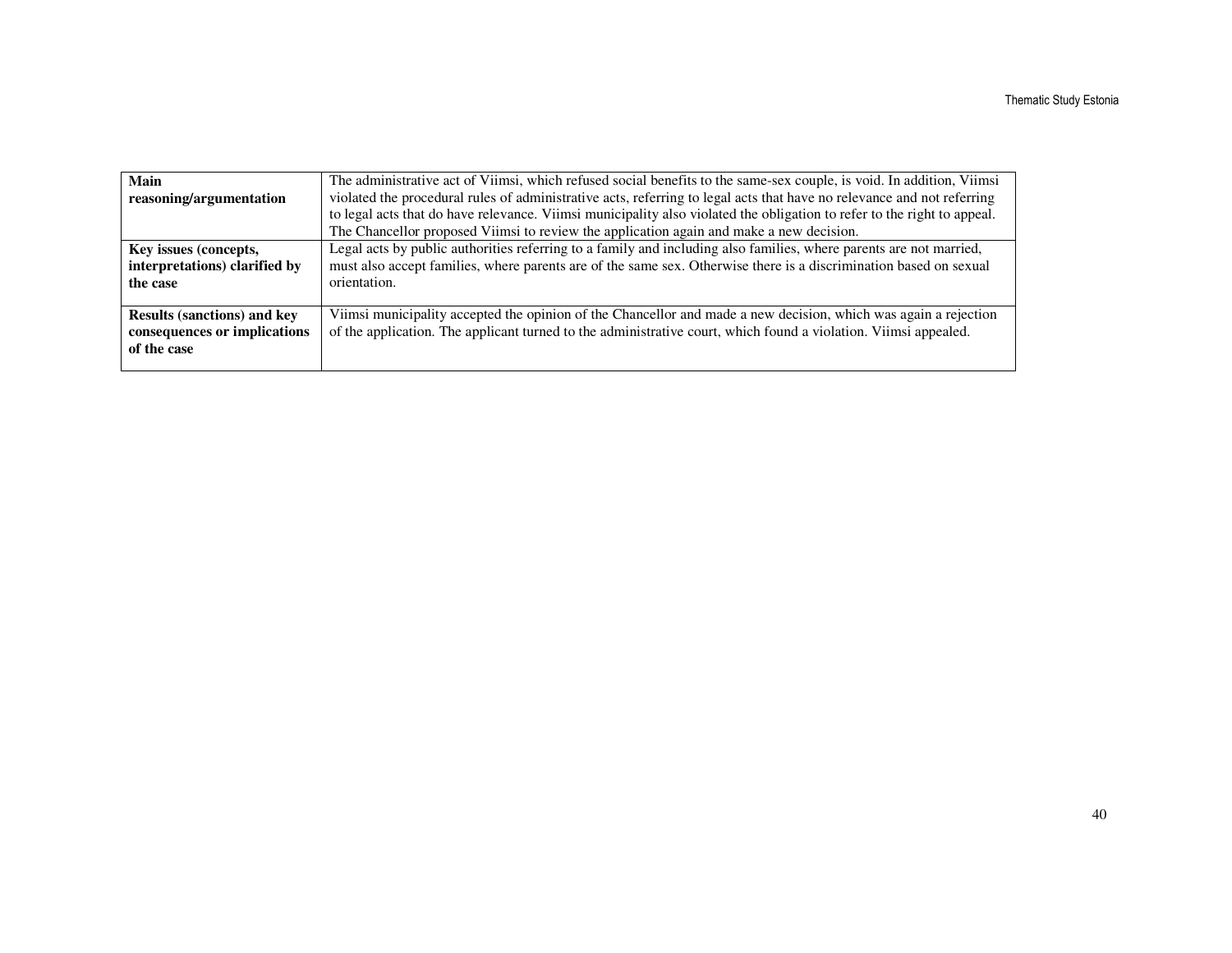| | |
|---|---|
| **Main reasoning/argumentation** | The administrative act of Viimsi, which refused social benefits to the same-sex couple, is void. In addition, Viimsi violated the procedural rules of administrative acts, referring to legal acts that have no relevance and not referring to legal acts that do have relevance. Viimsi municipality also violated the obligation to refer to the right to appeal. The Chancellor proposed Viimsi to review the application again and make a new decision. |
| **Key issues (concepts, interpretations) clarified by the case** | Legal acts by public authorities referring to a family and including also families, where parents are not married, must also accept families, where parents are of the same sex. Otherwise there is a discrimination based on sexual orientation. |
| **Results (sanctions) and key consequences or implications of the case** | Viimsi municipality accepted the opinion of the Chancellor and made a new decision, which was again a rejection of the application. The applicant turned to the administrative court, which found a violation. Viimsi appealed. |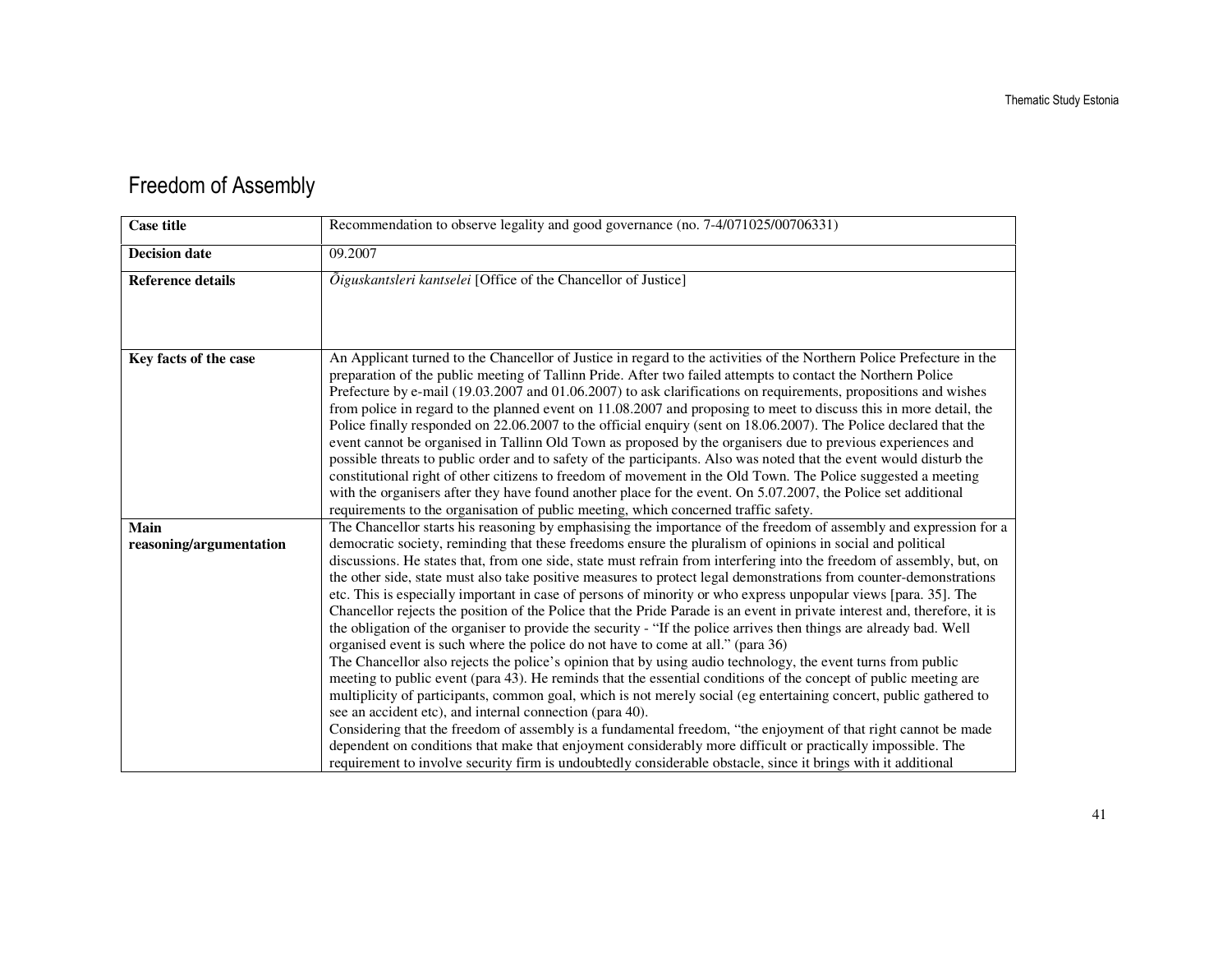## Freedom of Assembly

| Case title | Recommendation to observe legality and good governance (no. 7-4/071025/00706331) |
|---|---|
| **Decision date** | 09.2007 |
| **Reference details** | *Õiguskantsleri kantselei* [Office of the Chancellor of Justice] |
| **Key facts of the case** | An Applicant turned to the Chancellor of Justice in regard to the activities of the Northern Police Prefecture in the preparation of the public meeting of Tallinn Pride. After two failed attempts to contact the Northern Police Prefecture by e-mail (19.03.2007 and 01.06.2007) to ask clarifications on requirements, propositions and wishes from police in regard to the planned event on 11.08.2007 and proposing to meet to discuss this in more detail, the Police finally responded on 22.06.2007 to the official enquiry (sent on 18.06.2007). The Police declared that the event cannot be organised in Tallinn Old Town as proposed by the organisers due to previous experiences and possible threats to public order and to safety of the participants. Also was noted that the event would disturb the constitutional right of other citizens to freedom of movement in the Old Town. The Police suggested a meeting with the organisers after they have found another place for the event. On 5.07.2007, the Police set additional requirements to the organisation of public meeting, which concerned traffic safety. |
| **Main reasoning/argumentation** | The Chancellor starts his reasoning by emphasising the importance of the freedom of assembly and expression for a democratic society, reminding that these freedoms ensure the pluralism of opinions in social and political discussions. He states that, from one side, state must refrain from interfering into the freedom of assembly, but, on the other side, state must also take positive measures to protect legal demonstrations from counter-demonstrations etc. This is especially important in case of persons of minority or who express unpopular views [para. 35]. The Chancellor rejects the position of the Police that the Pride Parade is an event in private interest and, therefore, it is the obligation of the organiser to provide the security - "If the police arrives then things are already bad. Well organised event is such where the police do not have to come at all." (para 36)<br>The Chancellor also rejects the police's opinion that by using audio technology, the event turns from public meeting to public event (para 43). He reminds that the essential conditions of the concept of public meeting are multiplicity of participants, common goal, which is not merely social (eg entertaining concert, public gathered to see an accident etc), and internal connection (para 40).<br>Considering that the freedom of assembly is a fundamental freedom, "the enjoyment of that right cannot be made dependent on conditions that make that enjoyment considerably more difficult or practically impossible. The requirement to involve security firm is undoubtedly considerable obstacle, since it brings with it additional |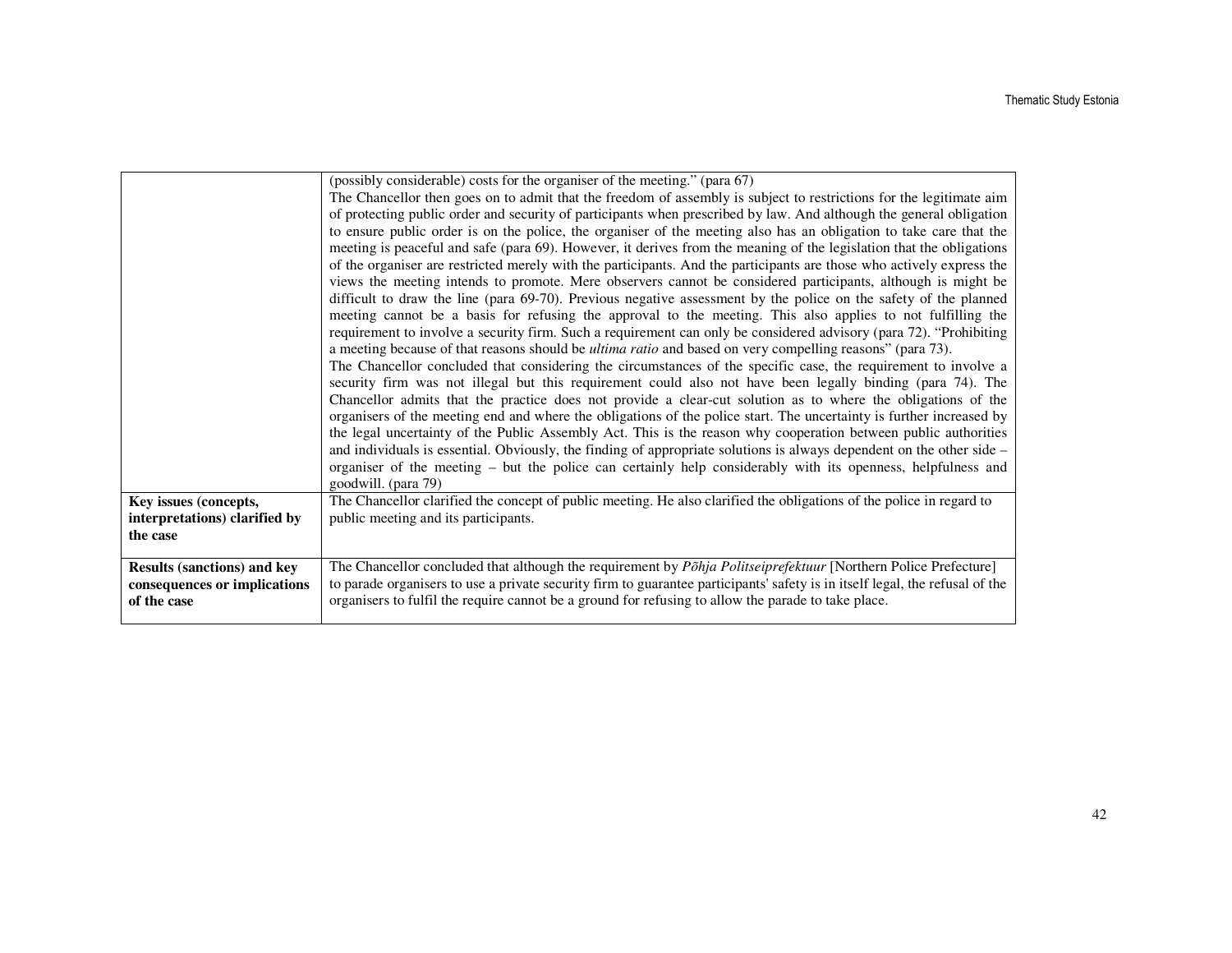| | |
|---|---|
| | (possibly considerable) costs for the organiser of the meeting." (para 67) The Chancellor then goes on to admit that the freedom of assembly is subject to restrictions for the legitimate aim of protecting public order and security of participants when prescribed by law. And although the general obligation to ensure public order is on the police, the organiser of the meeting also has an obligation to take care that the meeting is peaceful and safe (para 69). However, it derives from the meaning of the legislation that the obligations of the organiser are restricted merely with the participants. And the participants are those who actively express the views the meeting intends to promote. Mere observers cannot be considered participants, although is might be difficult to draw the line (para 69-70). Previous negative assessment by the police on the safety of the planned meeting cannot be a basis for refusing the approval to the meeting. This also applies to not fulfilling the requirement to involve a security firm. Such a requirement can only be considered advisory (para 72). "Prohibiting a meeting because of that reasons should be *ultima ratio* and based on very compelling reasons" (para 73). The Chancellor concluded that considering the circumstances of the specific case, the requirement to involve a security firm was not illegal but this requirement could also not have been legally binding (para 74). The Chancellor admits that the practice does not provide a clear-cut solution as to where the obligations of the organisers of the meeting end and where the obligations of the police start. The uncertainty is further increased by the legal uncertainty of the Public Assembly Act. This is the reason why cooperation between public authorities and individuals is essential. Obviously, the finding of appropriate solutions is always dependent on the other side – organiser of the meeting – but the police can certainly help considerably with its openness, helpfulness and goodwill. (para 79) |
| **Key issues (concepts, interpretations) clarified by the case** | The Chancellor clarified the concept of public meeting. He also clarified the obligations of the police in regard to public meeting and its participants. |
| **Results (sanctions) and key consequences or implications of the case** | The Chancellor concluded that although the requirement by *Põhja Politseiprefektuur* [Northern Police Prefecture] to parade organisers to use a private security firm to guarantee participants' safety is in itself legal, the refusal of the organisers to fulfil the require cannot be a ground for refusing to allow the parade to take place. |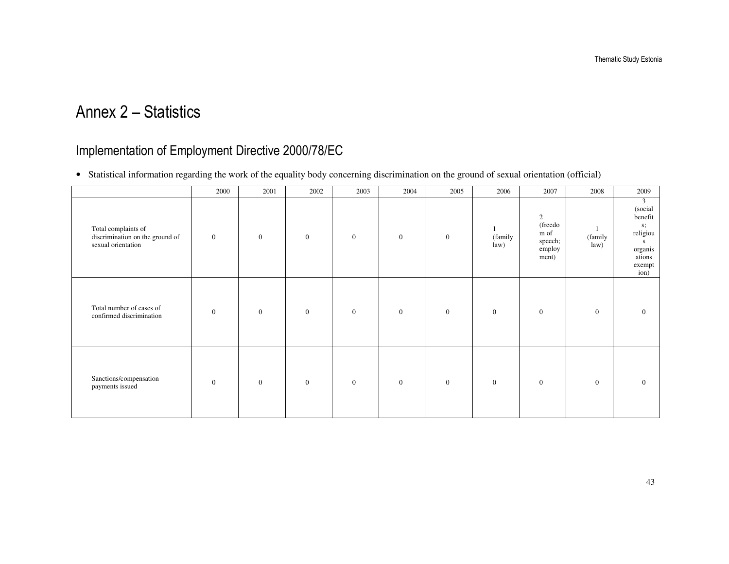# Annex 2 – Statistics

## Implementation of Employment Directive 2000/78/EC

- Statistical information regarding the work of the equality body concerning discrimination on the ground of sexual orientation (official)

| | 2000 | 2001 | 2002 | 2003 | 2004 | 2005 | 2006 | 2007 | 2008 | 2009 |
|---|---|---|---|---|---|---|---|---|---|---|
| Total complaints of discrimination on the ground of sexual orientation | 0 | 0 | 0 | 0 | 0 | 0 | 1 (family law) | 2 (freedom of speech; employment) | 1 (family law) | 3 (social benefits; religious organisations exemption) |
| Total number of cases of confirmed discrimination | 0 | 0 | 0 | 0 | 0 | 0 | 0 | 0 | 0 | 0 |
| Sanctions/compensation payments issued | 0 | 0 | 0 | 0 | 0 | 0 | 0 | 0 | 0 | 0 |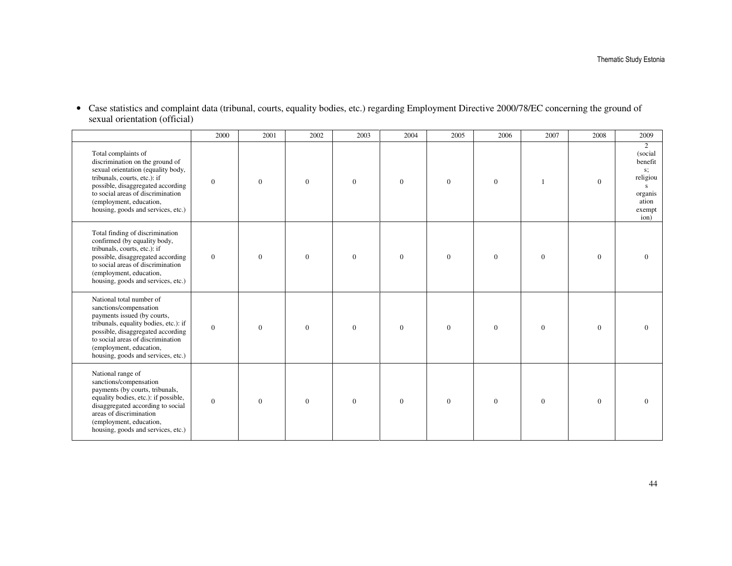- Case statistics and complaint data (tribunal, courts, equality bodies, etc.) regarding Employment Directive 2000/78/EC concerning the ground of sexual orientation (official)

| | 2000 | 2001 | 2002 | 2003 | 2004 | 2005 | 2006 | 2007 | 2008 | 2009 |
|---|---|---|---|---|---|---|---|---|---|---|
| Total complaints of discrimination on the ground of sexual orientation (equality body, tribunals, courts, etc.): if possible, disaggregated according to social areas of discrimination (employment, education, housing, goods and services, etc.) | 0 | 0 | 0 | 0 | 0 | 0 | 0 | 1 | 0 | 2 (social benefits; religious organisation exemption) |
| Total finding of discrimination confirmed (by equality body, tribunals, courts, etc.): if possible, disaggregated according to social areas of discrimination (employment, education, housing, goods and services, etc.) | 0 | 0 | 0 | 0 | 0 | 0 | 0 | 0 | 0 | 0 |
| National total number of sanctions/compensation payments issued (by courts, tribunals, equality bodies, etc.): if possible, disaggregated according to social areas of discrimination (employment, education, housing, goods and services, etc.) | 0 | 0 | 0 | 0 | 0 | 0 | 0 | 0 | 0 | 0 |
| National range of sanctions/compensation payments (by courts, tribunals, equality bodies, etc.): if possible, disaggregated according to social areas of discrimination (employment, education, housing, goods and services, etc.) | 0 | 0 | 0 | 0 | 0 | 0 | 0 | 0 | 0 | 0 |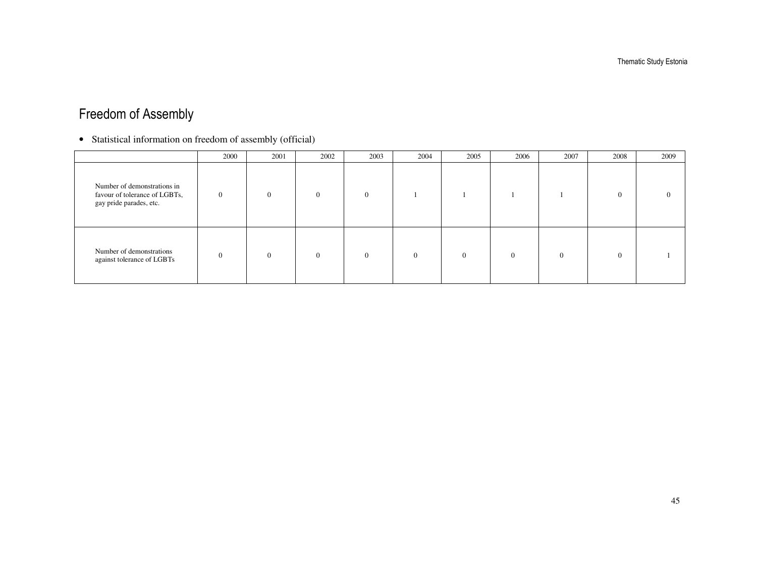## Freedom of Assembly

- Statistical information on freedom of assembly (official)

| | 2000 | 2001 | 2002 | 2003 | 2004 | 2005 | 2006 | 2007 | 2008 | 2009 |
|---|---|---|---|---|---|---|---|---|---|---|
| Number of demonstrations in favour of tolerance of LGBTs, gay pride parades, etc. | 0 | 0 | 0 | 0 | 1 | 1 | 1 | 1 | 0 | 0 |
| Number of demonstrations against tolerance of LGBTs | 0 | 0 | 0 | 0 | 0 | 0 | 0 | 0 | 0 | 1 |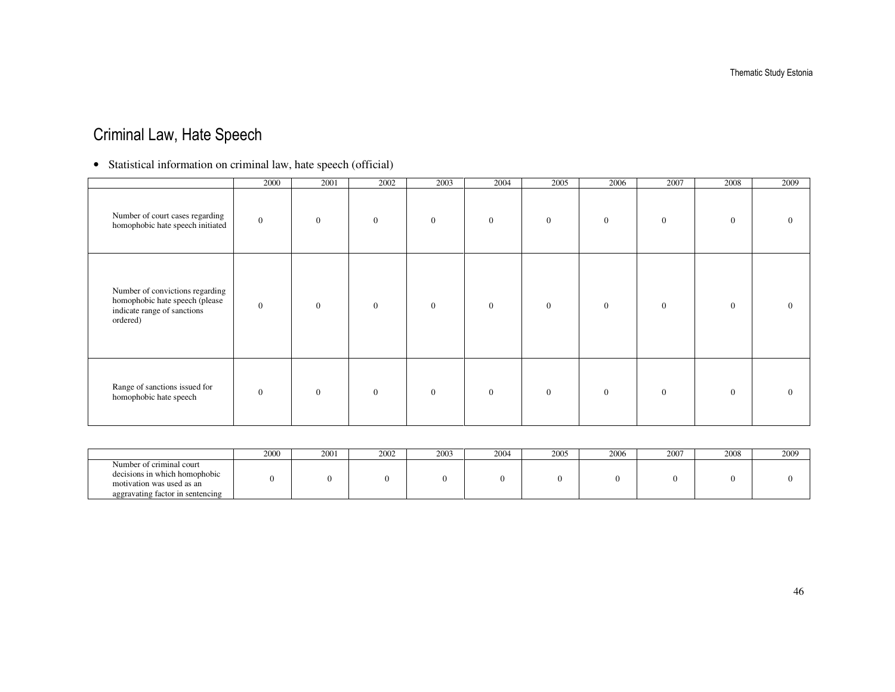## Criminal Law, Hate Speech

- Statistical information on criminal law, hate speech (official)

| | 2000 | 2001 | 2002 | 2003 | 2004 | 2005 | 2006 | 2007 | 2008 | 2009 |
|---|---|---|---|---|---|---|---|---|---|---|
| Number of court cases regarding homophobic hate speech initiated | 0 | 0 | 0 | 0 | 0 | 0 | 0 | 0 | 0 | 0 |
| Number of convictions regarding homophobic hate speech (please indicate range of sanctions ordered) | 0 | 0 | 0 | 0 | 0 | 0 | 0 | 0 | 0 | 0 |
| Range of sanctions issued for homophobic hate speech | 0 | 0 | 0 | 0 | 0 | 0 | 0 | 0 | 0 | 0 |

| | 2000 | 2001 | 2002 | 2003 | 2004 | 2005 | 2006 | 2007 | 2008 | 2009 |
|---|---|---|---|---|---|---|---|---|---|---|
| Number of criminal court decisions in which homophobic motivation was used as an aggravating factor in sentencing | 0 | 0 | 0 | 0 | 0 | 0 | 0 | 0 | 0 | 0 |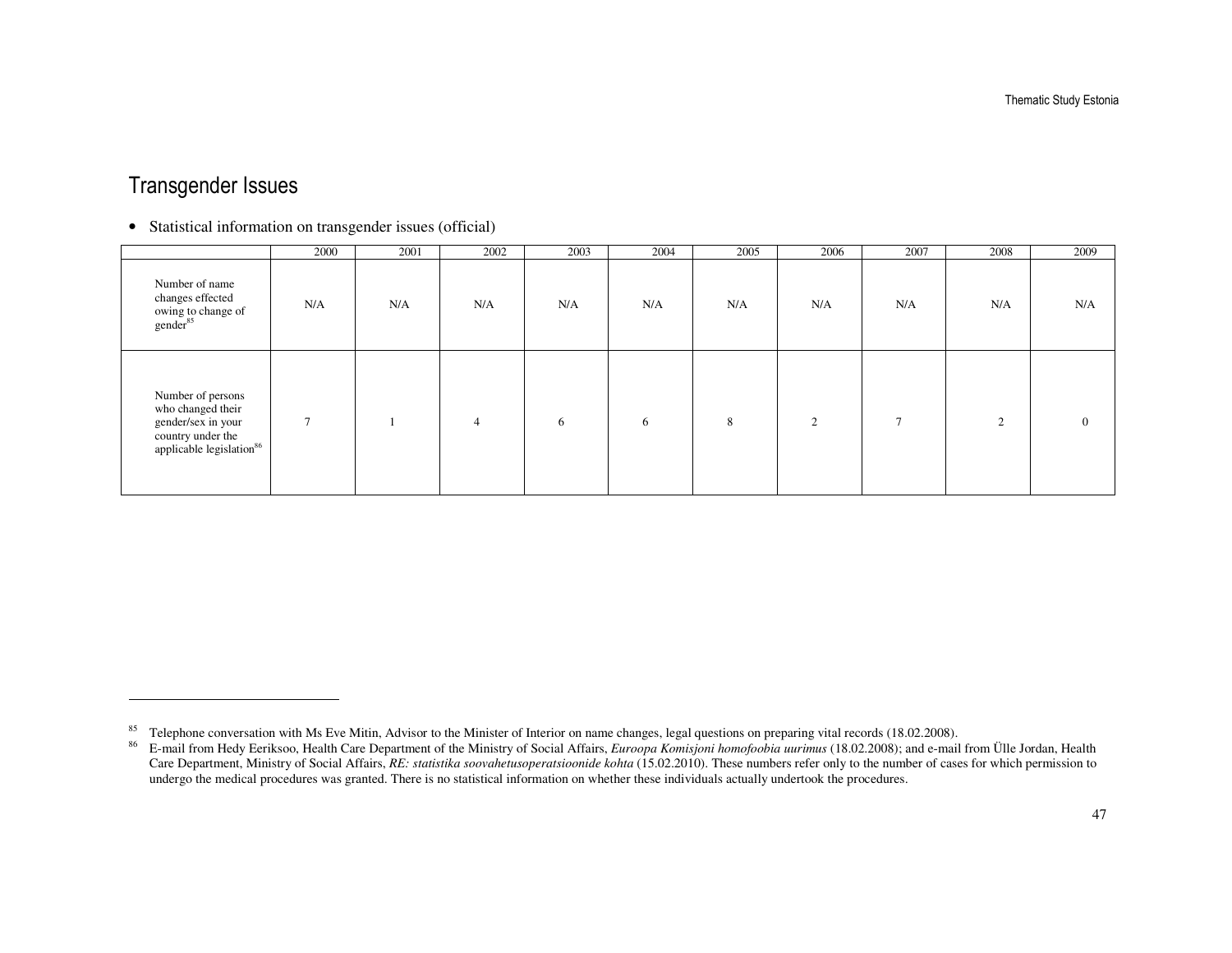## Transgender Issues

- Statistical information on transgender issues (official)

| | 2000 | 2001 | 2002 | 2003 | 2004 | 2005 | 2006 | 2007 | 2008 | 2009 |
|---|---|---|---|---|---|---|---|---|---|---|
| Number of name changes effected owing to change of gender[85] | N/A | N/A | N/A | N/A | N/A | N/A | N/A | N/A | N/A | N/A |
| Number of persons who changed their gender/sex in your country under the applicable legislation[86] | 7 | 1 | 4 | 6 | 6 | 8 | 2 | 7 | 2 | 0 |

---

[85] Telephone conversation with Ms Eve Mitin, Advisor to the Minister of Interior on name changes, legal questions on preparing vital records (18.02.2008).

[86] E-mail from Hedy Eeriksoo, Health Care Department of the Ministry of Social Affairs, *Euroopa Komisjoni homofoobia uurimus* (18.02.2008); and e-mail from Ülle Jordan, Health Care Department, Ministry of Social Affairs, *RE: statistika soovahetusoperatsioonide kohta* (15.02.2010). These numbers refer only to the number of cases for which permission to undergo the medical procedures was granted. There is no statistical information on whether these individuals actually undertook the procedures.